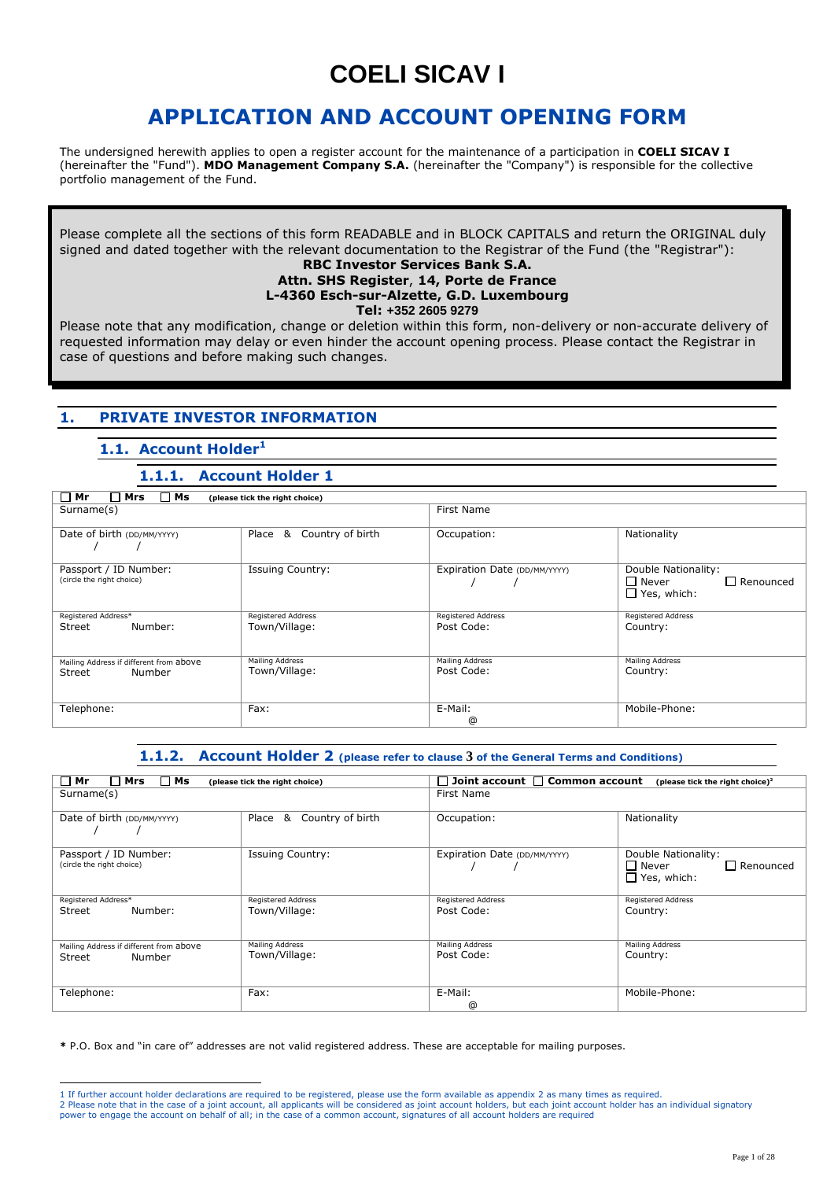# COELI SICAV I

## APPLICATION AND ACCOUNT OPENING FORM

The undersigned herewith applies to open a register account for the maintenance of a participation in **COELI SICAV I** (hereinafter the "Fund"). **MDO Management Company S.A.** (hereinafter the "Company") is responsible for the collective portfolio management of the Fund.

Please complete all the sections of this form READABLE and in BLOCK CAPITALS and return the ORIGINAL duly signed and dated together with the relevant documentation to the Registrar of the Fund (the "Registrar"):

**RBC Investor Services Bank S.A.**
**Attn. SHS Register, 14, Porte de France**
**L-4360 Esch-sur-Alzette, G.D. Luxembourg**
**Tel: +352 2605 9279**

Please note that any modification, change or deletion within this form, non-delivery or non-accurate delivery of requested information may delay or even hinder the account opening process. Please contact the Registrar in case of questions and before making such changes.

## 1. PRIVATE INVESTOR INFORMATION

### 1.1. Account Holder[1]

#### 1.1.1. Account Holder 1

| ☐ Mr ☐ Mrs ☐ Ms (please tick the right choice) | | | |
|---|---|---|---|
| Surname(s) | | First Name | |
| Date of birth (DD/MM/YYYY) / / | Place & Country of birth | Occupation: | Nationality |
| Passport / ID Number: (circle the right choice) | Issuing Country: | Expiration Date (DD/MM/YYYY) / / | Double Nationality: ☐ Never ☐ Renounced ☐ Yes, which: |
| Registered Address* Street Number: | Registered Address Town/Village: | Registered Address Post Code: | Registered Address Country: |
| Mailing Address if different from above Street Number | Mailing Address Town/Village: | Mailing Address Post Code: | Mailing Address Country: |
| Telephone: | Fax: | E-Mail: @ | Mobile-Phone: |

#### 1.1.2. Account Holder 2 (please refer to clause 3 of the General Terms and Conditions)

| ☐ Mr ☐ Mrs ☐ Ms (please tick the right choice) | | ☐ Joint account ☐ Common account (please tick the right choice)[2] | |
|---|---|---|---|
| Surname(s) | | First Name | |
| Date of birth (DD/MM/YYYY) / / | Place & Country of birth | Occupation: | Nationality |
| Passport / ID Number: (circle the right choice) | Issuing Country: | Expiration Date (DD/MM/YYYY) / / | Double Nationality: ☐ Never ☐ Renounced ☐ Yes, which: |
| Registered Address* Street Number: | Registered Address Town/Village: | Registered Address Post Code: | Registered Address Country: |
| Mailing Address if different from above Street Number | Mailing Address Town/Village: | Mailing Address Post Code: | Mailing Address Country: |
| Telephone: | Fax: | E-Mail: @ | Mobile-Phone: |

**\*** P.O. Box and "in care of" addresses are not valid registered address. These are acceptable for mailing purposes.

---

1 If further account holder declarations are required to be registered, please use the form available as appendix 2 as many times as required.

2 Please note that in the case of a joint account, all applicants will be considered as joint account holders, but each joint account holder has an individual signatory power to engage the account on behalf of all; in the case of a common account, signatures of all account holders are required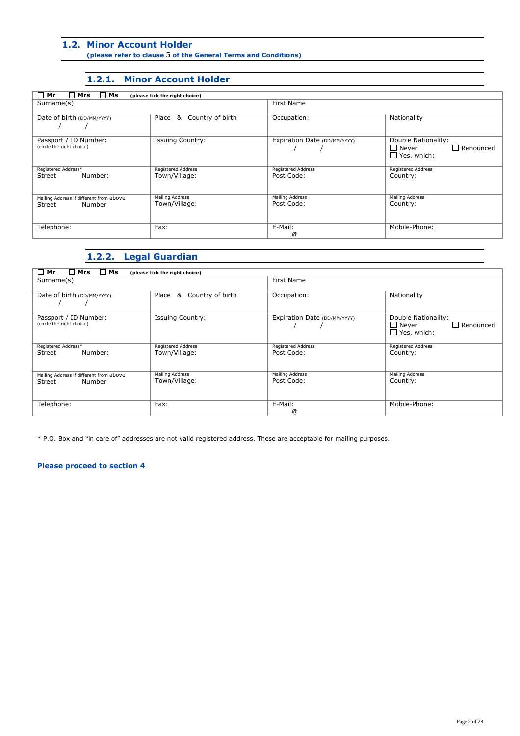## 1.2. Minor Account Holder

**(please refer to clause 5 of the General Terms and Conditions)**

### 1.2.1. Minor Account Holder

| ☐ Mr ☐ Mrs ☐ Ms (please tick the right choice) | | | |
|---|---|---|---|
| Surname(s) | | First Name | |
| Date of birth (DD/MM/YYYY)<br>/ / | Place & Country of birth | Occupation: | Nationality |
| Passport / ID Number:<br>(circle the right choice) | Issuing Country: | Expiration Date (DD/MM/YYYY)<br>/ / | Double Nationality:<br>☐ Never ☐ Renounced<br>☐ Yes, which: |
| Registered Address*<br>Street Number: | Registered Address<br>Town/Village: | Registered Address<br>Post Code: | Registered Address<br>Country: |
| Mailing Address if different from above<br>Street Number | Mailing Address<br>Town/Village: | Mailing Address<br>Post Code: | Mailing Address<br>Country: |
| Telephone: | Fax: | E-Mail:<br>@ | Mobile-Phone: |

### 1.2.2. Legal Guardian

| ☐ Mr ☐ Mrs ☐ Ms (please tick the right choice) | | | |
|---|---|---|---|
| Surname(s) | | First Name | |
| Date of birth (DD/MM/YYYY)<br>/ / | Place & Country of birth | Occupation: | Nationality |
| Passport / ID Number:<br>(circle the right choice) | Issuing Country: | Expiration Date (DD/MM/YYYY)<br>/ / | Double Nationality:<br>☐ Never ☐ Renounced<br>☐ Yes, which: |
| Registered Address*<br>Street Number: | Registered Address<br>Town/Village: | Registered Address<br>Post Code: | Registered Address<br>Country: |
| Mailing Address if different from above<br>Street Number | Mailing Address<br>Town/Village: | Mailing Address<br>Post Code: | Mailing Address<br>Country: |
| Telephone: | Fax: | E-Mail:<br>@ | Mobile-Phone: |

* P.O. Box and "in care of" addresses are not valid registered address. These are acceptable for mailing purposes.

**Please proceed to section 4**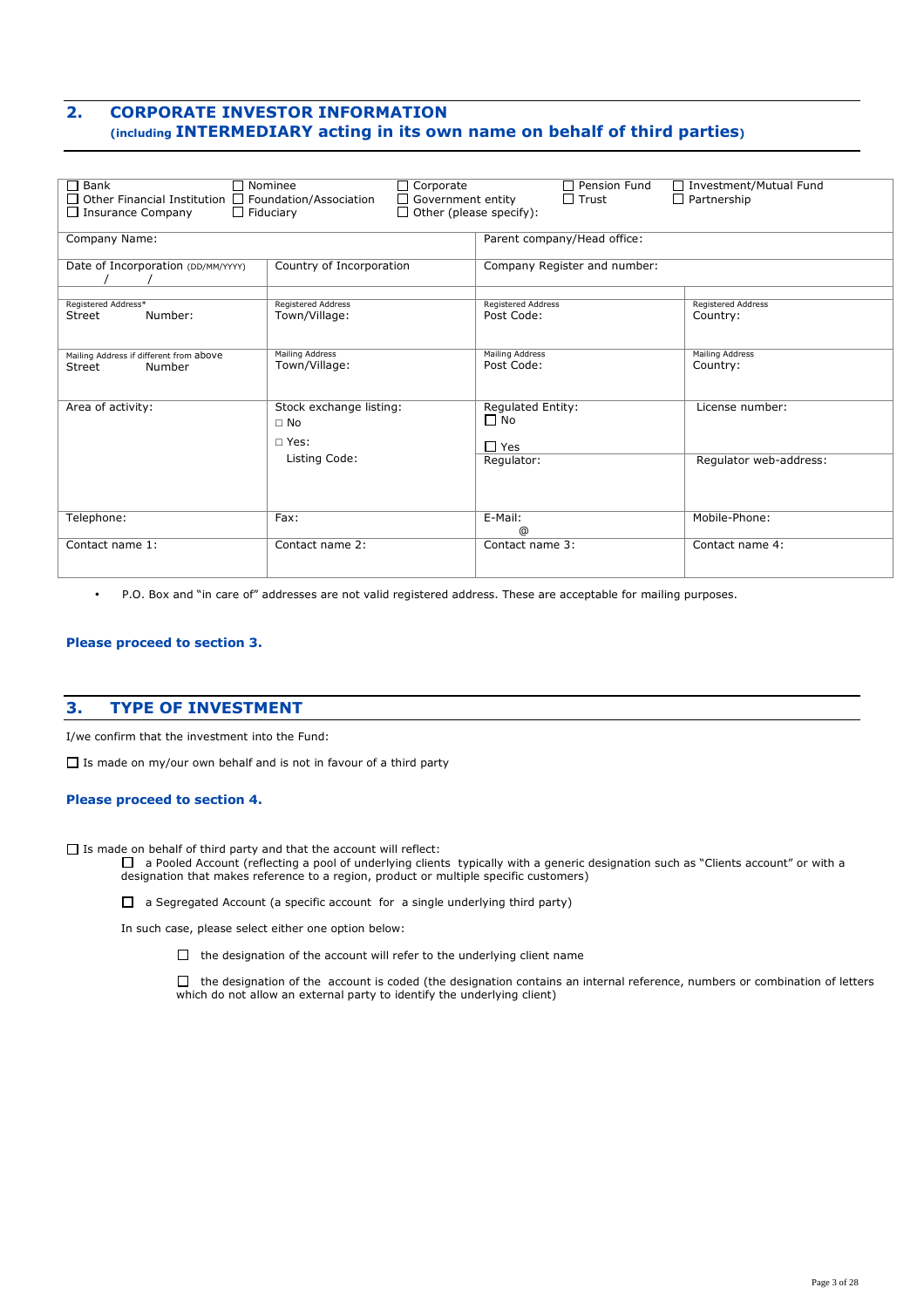## 2. CORPORATE INVESTOR INFORMATION

### (including INTERMEDIARY acting in its own name on behalf of third parties)

☐ Bank ☐ Nominee ☐ Corporate ☐ Pension Fund ☐ Investment/Mutual Fund
☐ Other Financial Institution ☐ Foundation/Association ☐ Government entity ☐ Trust ☐ Partnership
☐ Insurance Company ☐ Fiduciary ☐ Other (please specify):

| | | | |
|---|---|---|---|
| Company Name: | | Parent company/Head office: | |
| Date of Incorporation (DD/MM/YYYY) / / | Country of Incorporation | Company Register and number: | |
| Registered Address* Street Number: | Registered Address Town/Village: | Registered Address Post Code: | Registered Address Country: |
| Mailing Address if different from above Street Number | Mailing Address Town/Village: | Mailing Address Post Code: | Mailing Address Country: |
| Area of activity: | Stock exchange listing: ☐ No ☐ Yes: Listing Code: | Regulated Entity: ☐ No ☐ Yes | License number: |
| | | Regulator: | Regulator web-address: |
| Telephone: | Fax: | E-Mail: @ | Mobile-Phone: |
| Contact name 1: | Contact name 2: | Contact name 3: | Contact name 4: |

- P.O. Box and "in care of" addresses are not valid registered address. These are acceptable for mailing purposes.

**Please proceed to section 3.**

## 3. TYPE OF INVESTMENT

I/we confirm that the investment into the Fund:

☐ Is made on my/our own behalf and is not in favour of a third party

**Please proceed to section 4.**

☐ Is made on behalf of third party and that the account will reflect:

☐ a Pooled Account (reflecting a pool of underlying clients typically with a generic designation such as "Clients account" or with a designation that makes reference to a region, product or multiple specific customers)

☐ a Segregated Account (a specific account for a single underlying third party)

In such case, please select either one option below:

☐ the designation of the account will refer to the underlying client name

☐ the designation of the account is coded (the designation contains an internal reference, numbers or combination of letters which do not allow an external party to identify the underlying client)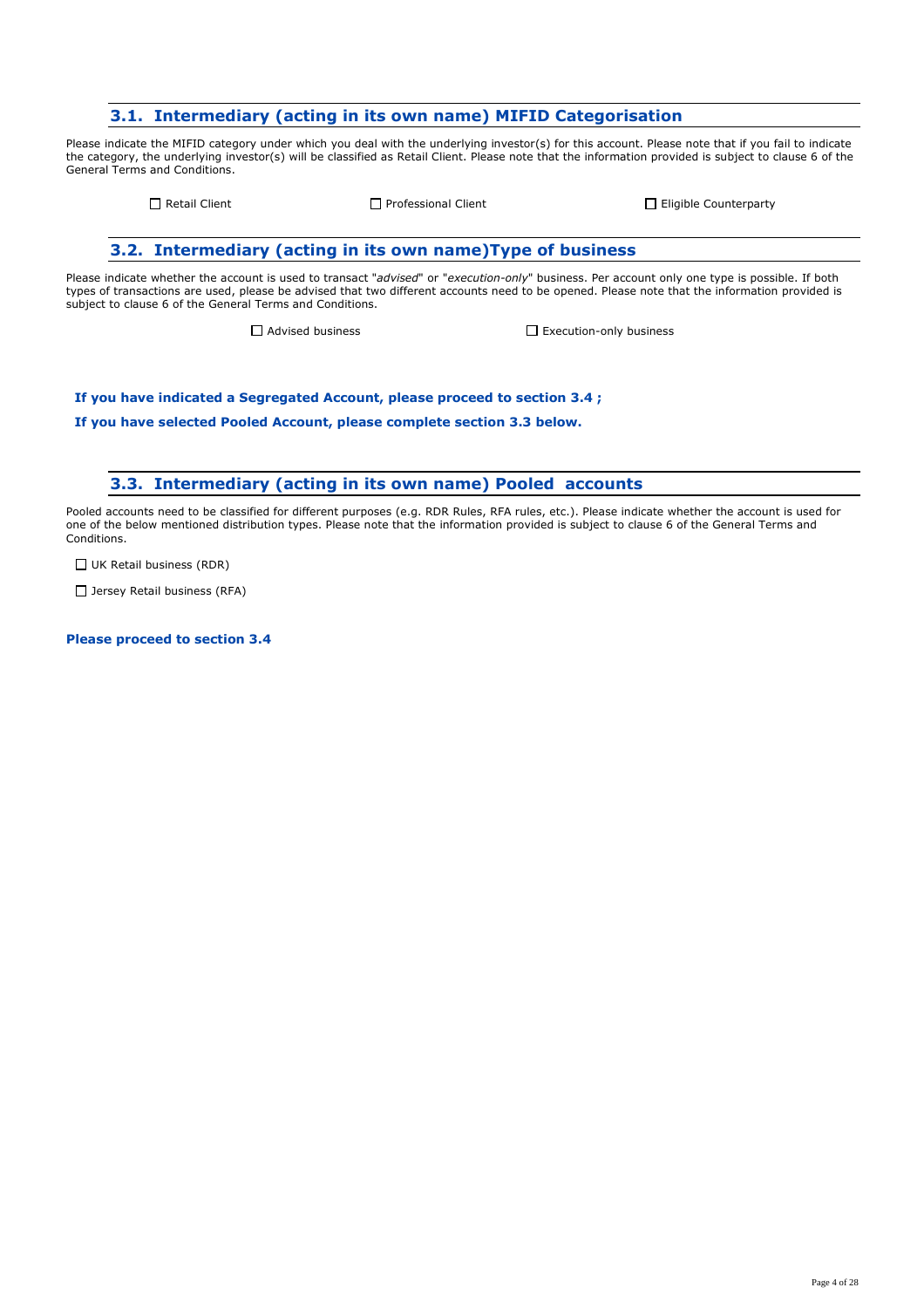## 3.1. Intermediary (acting in its own name) MIFID Categorisation

Please indicate the MIFID category under which you deal with the underlying investor(s) for this account. Please note that if you fail to indicate the category, the underlying investor(s) will be classified as Retail Client. Please note that the information provided is subject to clause 6 of the General Terms and Conditions.

☐ Retail Client ☐ Professional Client ☐ Eligible Counterparty

## 3.2. Intermediary (acting in its own name)Type of business

Please indicate whether the account is used to transact "*advised*" or "*execution-only*" business. Per account only one type is possible. If both types of transactions are used, please be advised that two different accounts need to be opened. Please note that the information provided is subject to clause 6 of the General Terms and Conditions.

☐ Advised business ☐ Execution-only business

**If you have indicated a Segregated Account, please proceed to section 3.4 ;**

**If you have selected Pooled Account, please complete section 3.3 below.**

## 3.3. Intermediary (acting in its own name) Pooled accounts

Pooled accounts need to be classified for different purposes (e.g. RDR Rules, RFA rules, etc.). Please indicate whether the account is used for one of the below mentioned distribution types. Please note that the information provided is subject to clause 6 of the General Terms and Conditions.

☐ UK Retail business (RDR)

☐ Jersey Retail business (RFA)

**Please proceed to section 3.4**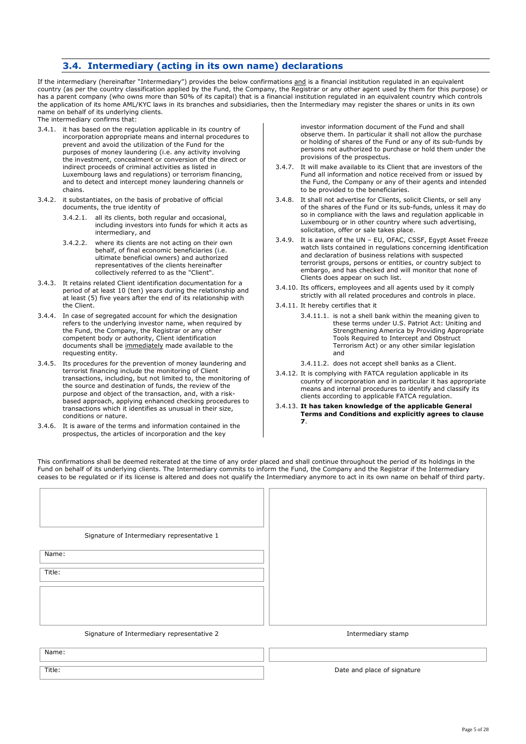## 3.4. Intermediary (acting in its own name) declarations

If the intermediary (hereinafter "Intermediary") provides the below confirmations and is a financial institution regulated in an equivalent country (as per the country classification applied by the Fund, the Company, the Registrar or any other agent used by them for this purpose) or has a parent company (who owns more than 50% of its capital) that is a financial institution regulated in an equivalent country which controls the application of its home AML/KYC laws in its branches and subsidiaries, then the Intermediary may register the shares or units in its own name on behalf of its underlying clients.

The intermediary confirms that:

3.4.1. it has based on the regulation applicable in its country of incorporation appropriate means and internal procedures to prevent and avoid the utilization of the Fund for the purposes of money laundering (i.e. any activity involving the investment, concealment or conversion of the direct or indirect proceeds of criminal activities as listed in Luxembourg laws and regulations) or terrorism financing, and to detect and intercept money laundering channels or chains.

3.4.2. it substantiates, on the basis of probative of official documents, the true identity of

- 3.4.2.1. all its clients, both regular and occasional, including investors into funds for which it acts as intermediary, and
- 3.4.2.2. where its clients are not acting on their own behalf, of final economic beneficiaries (i.e. ultimate beneficial owners) and authorized representatives of the clients hereinafter collectively referred to as the "Client".

3.4.3. It retains related Client identification documentation for a period of at least 10 (ten) years during the relationship and at least (5) five years after the end of its relationship with the Client.

3.4.4. In case of segregated account for which the designation refers to the underlying investor name, when required by the Fund, the Company, the Registrar or any other competent body or authority, Client identification documents shall be immediately made available to the requesting entity.

3.4.5. Its procedures for the prevention of money laundering and terrorist financing include the monitoring of Client transactions, including, but not limited to, the monitoring of the source and destination of funds, the review of the purpose and object of the transaction, and, with a risk-based approach, applying enhanced checking procedures to transactions which it identifies as unusual in their size, conditions or nature.

3.4.6. It is aware of the terms and information contained in the prospectus, the articles of incorporation and the key investor information document of the Fund and shall observe them. In particular it shall not allow the purchase or holding of shares of the Fund or any of its sub-funds by persons not authorized to purchase or hold them under the provisions of the prospectus.

3.4.7. It will make available to its Client that are investors of the Fund all information and notice received from or issued by the Fund, the Company or any of their agents and intended to be provided to the beneficiaries.

3.4.8. It shall not advertise for Clients, solicit Clients, or sell any of the shares of the Fund or its sub-funds, unless it may do so in compliance with the laws and regulation applicable in Luxembourg or in other country where such advertising, solicitation, offer or sale takes place.

3.4.9. It is aware of the UN – EU, OFAC, CSSF, Egypt Asset Freeze watch lists contained in regulations concerning identification and declaration of business relations with suspected terrorist groups, persons or entities, or country subject to embargo, and has checked and will monitor that none of Clients does appear on such list.

3.4.10. Its officers, employees and all agents used by it comply strictly with all related procedures and controls in place.

3.4.11. It hereby certifies that it

- 3.4.11.1. is not a shell bank within the meaning given to these terms under U.S. Patriot Act: Uniting and Strengthening America by Providing Appropriate Tools Required to Intercept and Obstruct Terrorism Act) or any other similar legislation and
- 3.4.11.2. does not accept shell banks as a Client.

3.4.12. It is complying with FATCA regulation applicable in its country of incorporation and in particular it has appropriate means and internal procedures to identify and classify its clients according to applicable FATCA regulation.

3.4.13. **It has taken knowledge of the applicable General Terms and Conditions and explicitly agrees to clause 7**.

This confirmations shall be deemed reiterated at the time of any order placed and shall continue throughout the period of its holdings in the Fund on behalf of its underlying clients. The Intermediary commits to inform the Fund, the Company and the Registrar if the Intermediary ceases to be regulated or if its license is altered and does not qualify the Intermediary anymore to act in its own name on behalf of third party.

Signature of Intermediary representative 1

Name:

Title:

Signature of Intermediary representative 2

Name:

Title:

Intermediary stamp

Date and place of signature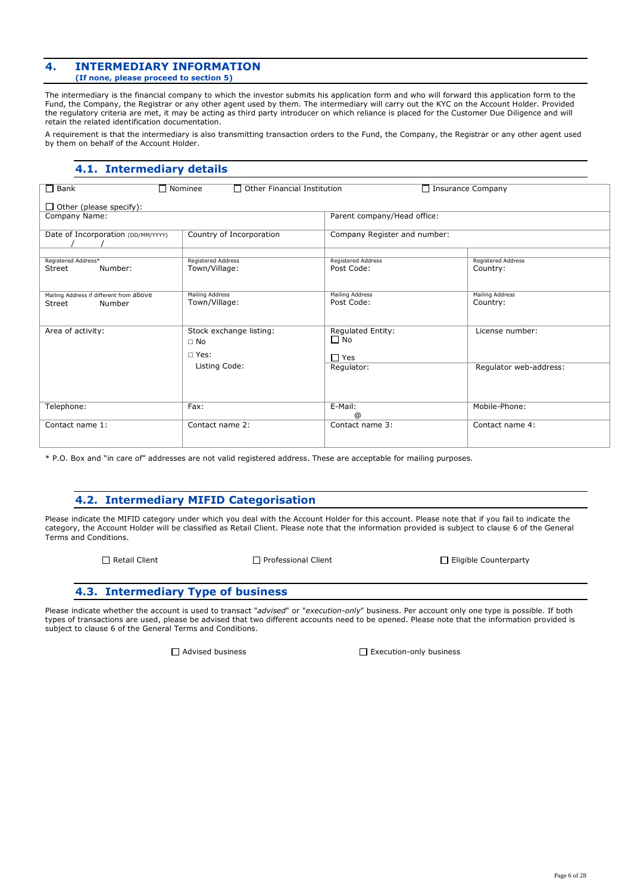## 4. INTERMEDIARY INFORMATION

**(If none, please proceed to section 5)**

The intermediary is the financial company to which the investor submits his application form and who will forward this application form to the Fund, the Company, the Registrar or any other agent used by them. The intermediary will carry out the KYC on the Account Holder. Provided the regulatory criteria are met, it may be acting as third party introducer on which reliance is placed for the Customer Due Diligence and will retain the related identification documentation.

A requirement is that the intermediary is also transmitting transaction orders to the Fund, the Company, the Registrar or any other agent used by them on behalf of the Account Holder.

### 4.1. Intermediary details

☐ Bank ☐ Nominee ☐ Other Financial Institution ☐ Insurance Company

☐ Other (please specify):

| | | | |
|---|---|---|---|
| Company Name: | | Parent company/Head office: | |
| Date of Incorporation (DD/MM/YYYY) / / | Country of Incorporation | Company Register and number: | |
| Registered Address* Street Number: | Registered Address Town/Village: | Registered Address Post Code: | Registered Address Country: |
| Mailing Address if different from above Street Number | Mailing Address Town/Village: | Mailing Address Post Code: | Mailing Address Country: |
| Area of activity: | Stock exchange listing: ☐ No ☐ Yes: Listing Code: | Regulated Entity: ☐ No ☐ Yes Regulator: | License number: Regulator web-address: |
| Telephone: | Fax: | E-Mail: @ | Mobile-Phone: |
| Contact name 1: | Contact name 2: | Contact name 3: | Contact name 4: |

* P.O. Box and "in care of" addresses are not valid registered address. These are acceptable for mailing purposes.

### 4.2. Intermediary MIFID Categorisation

Please indicate the MIFID category under which you deal with the Account Holder for this account. Please note that if you fail to indicate the category, the Account Holder will be classified as Retail Client. Please note that the information provided is subject to clause 6 of the General Terms and Conditions.

☐ Retail Client ☐ Professional Client ☐ Eligible Counterparty

### 4.3. Intermediary Type of business

Please indicate whether the account is used to transact "*advised*" or "*execution-only*" business. Per account only one type is possible. If both types of transactions are used, please be advised that two different accounts need to be opened. Please note that the information provided is subject to clause 6 of the General Terms and Conditions.

☐ Advised business ☐ Execution-only business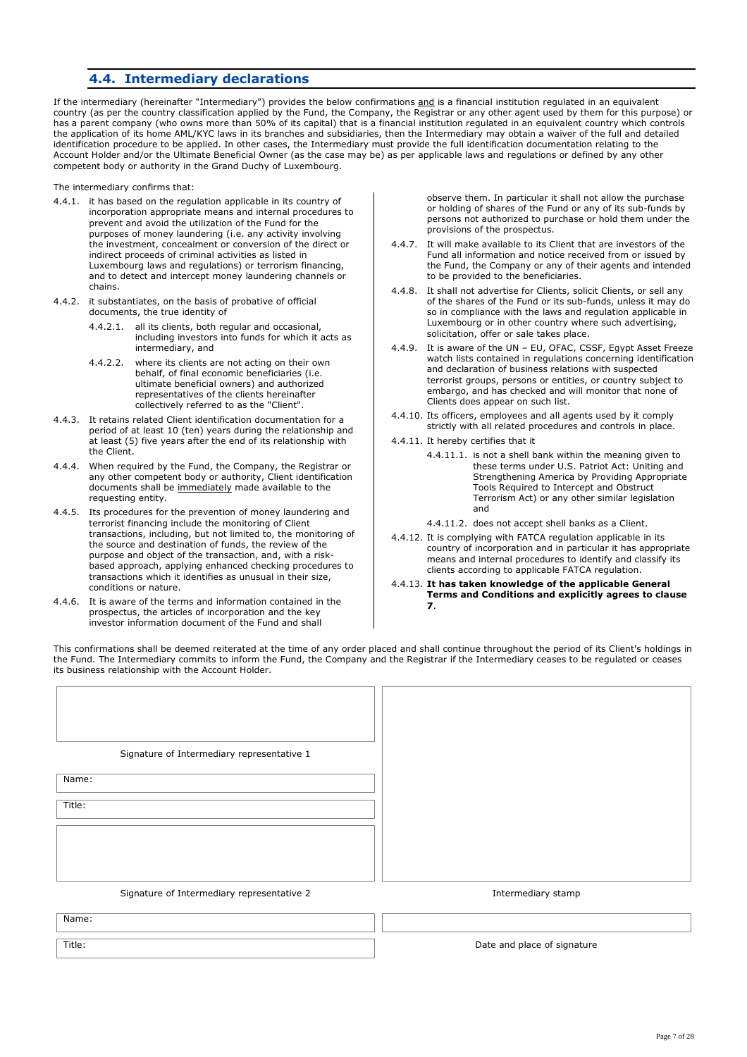## 4.4. Intermediary declarations

If the intermediary (hereinafter "Intermediary") provides the below confirmations and is a financial institution regulated in an equivalent country (as per the country classification applied by the Fund, the Company, the Registrar or any other agent used by them for this purpose) or has a parent company (who owns more than 50% of its capital) that is a financial institution regulated in an equivalent country which controls the application of its home AML/KYC laws in its branches and subsidiaries, then the Intermediary may obtain a waiver of the full and detailed identification procedure to be applied. In other cases, the Intermediary must provide the full identification documentation relating to the Account Holder and/or the Ultimate Beneficial Owner (as the case may be) as per applicable laws and regulations or defined by any other competent body or authority in the Grand Duchy of Luxembourg.

The intermediary confirms that:

- 4.4.1. it has based on the regulation applicable in its country of incorporation appropriate means and internal procedures to prevent and avoid the utilization of the Fund for the purposes of money laundering (i.e. any activity involving the investment, concealment or conversion of the direct or indirect proceeds of criminal activities as listed in Luxembourg laws and regulations) or terrorism financing, and to detect and intercept money laundering channels or chains.
- 4.4.2. it substantiates, on the basis of probative of official documents, the true identity of
  - 4.4.2.1. all its clients, both regular and occasional, including investors into funds for which it acts as intermediary, and
  - 4.4.2.2. where its clients are not acting on their own behalf, of final economic beneficiaries (i.e. ultimate beneficial owners) and authorized representatives of the clients hereinafter collectively referred to as the "Client".
- 4.4.3. It retains related Client identification documentation for a period of at least 10 (ten) years during the relationship and at least (5) five years after the end of its relationship with the Client.
- 4.4.4. When required by the Fund, the Company, the Registrar or any other competent body or authority, Client identification documents shall be immediately made available to the requesting entity.
- 4.4.5. Its procedures for the prevention of money laundering and terrorist financing include the monitoring of Client transactions, including, but not limited to, the monitoring of the source and destination of funds, the review of the purpose and object of the transaction, and, with a risk-based approach, applying enhanced checking procedures to transactions which it identifies as unusual in their size, conditions or nature.
- 4.4.6. It is aware of the terms and information contained in the prospectus, the articles of incorporation and the key investor information document of the Fund and shall observe them. In particular it shall not allow the purchase or holding of shares of the Fund or any of its sub-funds by persons not authorized to purchase or hold them under the provisions of the prospectus.
- 4.4.7. It will make available to its Client that are investors of the Fund all information and notice received from or issued by the Fund, the Company or any of their agents and intended to be provided to the beneficiaries.
- 4.4.8. It shall not advertise for Clients, solicit Clients, or sell any of the shares of the Fund or its sub-funds, unless it may do so in compliance with the laws and regulation applicable in Luxembourg or in other country where such advertising, solicitation, offer or sale takes place.
- 4.4.9. It is aware of the UN – EU, OFAC, CSSF, Egypt Asset Freeze watch lists contained in regulations concerning identification and declaration of business relations with suspected terrorist groups, persons or entities, or country subject to embargo, and has checked and will monitor that none of Clients does appear on such list.
- 4.4.10. Its officers, employees and all agents used by it comply strictly with all related procedures and controls in place.
- 4.4.11. It hereby certifies that it
  - 4.4.11.1. is not a shell bank within the meaning given to these terms under U.S. Patriot Act: Uniting and Strengthening America by Providing Appropriate Tools Required to Intercept and Obstruct Terrorism Act) or any other similar legislation and
  - 4.4.11.2. does not accept shell banks as a Client.
- 4.4.12. It is complying with FATCA regulation applicable in its country of incorporation and in particular it has appropriate means and internal procedures to identify and classify its clients according to applicable FATCA regulation.
- 4.4.13. **It has taken knowledge of the applicable General Terms and Conditions and explicitly agrees to clause 7**.

This confirmations shall be deemed reiterated at the time of any order placed and shall continue throughout the period of its Client's holdings in the Fund. The Intermediary commits to inform the Fund, the Company and the Registrar if the Intermediary ceases to be regulated or ceases its business relationship with the Account Holder.

Signature of Intermediary representative 1

Name:

Title:

Signature of Intermediary representative 2

Name:

Title:

Intermediary stamp

Date and place of signature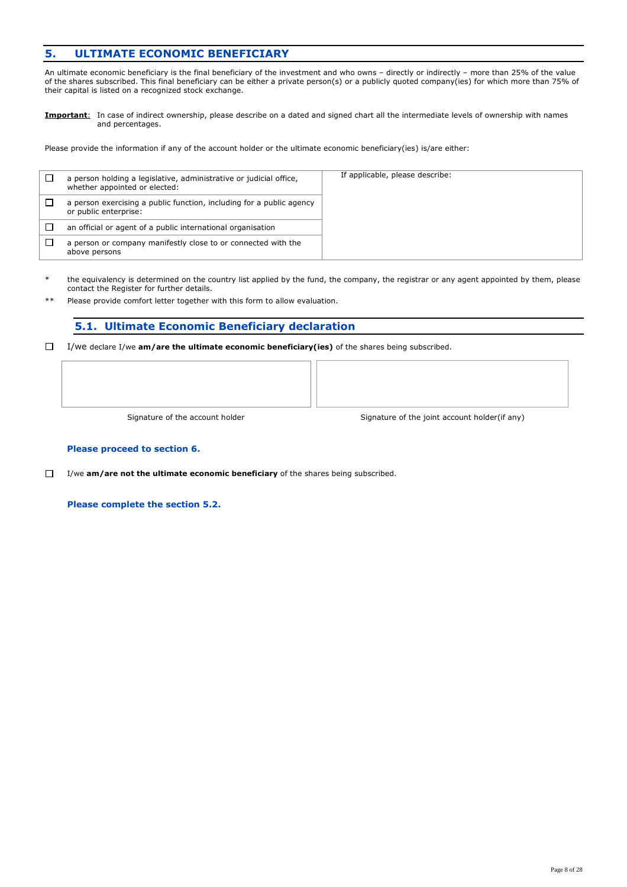## 5. ULTIMATE ECONOMIC BENEFICIARY

An ultimate economic beneficiary is the final beneficiary of the investment and who owns – directly or indirectly – more than 25% of the value of the shares subscribed. This final beneficiary can be either a private person(s) or a publicly quoted company(ies) for which more than 75% of their capital is listed on a recognized stock exchange.

**Important**: In case of indirect ownership, please describe on a dated and signed chart all the intermediate levels of ownership with names and percentages.

Please provide the information if any of the account holder or the ultimate economic beneficiary(ies) is/are either:

| ☐ | a person holding a legislative, administrative or judicial office, whether appointed or elected: | If applicable, please describe: |
|---|---|---|
| ☐ | a person exercising a public function, including for a public agency or public enterprise: | |
| ☐ | an official or agent of a public international organisation | |
| ☐ | a person or company manifestly close to or connected with the above persons | |

\* the equivalency is determined on the country list applied by the fund, the company, the registrar or any agent appointed by them, please contact the Register for further details.

\*\* Please provide comfort letter together with this form to allow evaluation.

### 5.1. Ultimate Economic Beneficiary declaration

☐ I/we declare I/we **am/are the ultimate economic beneficiary(ies)** of the shares being subscribed.

| Signature of the account holder | Signature of the joint account holder(if any) |
|---|---|
| | |

**Please proceed to section 6.**

☐ I/we **am/are not the ultimate economic beneficiary** of the shares being subscribed.

**Please complete the section 5.2.**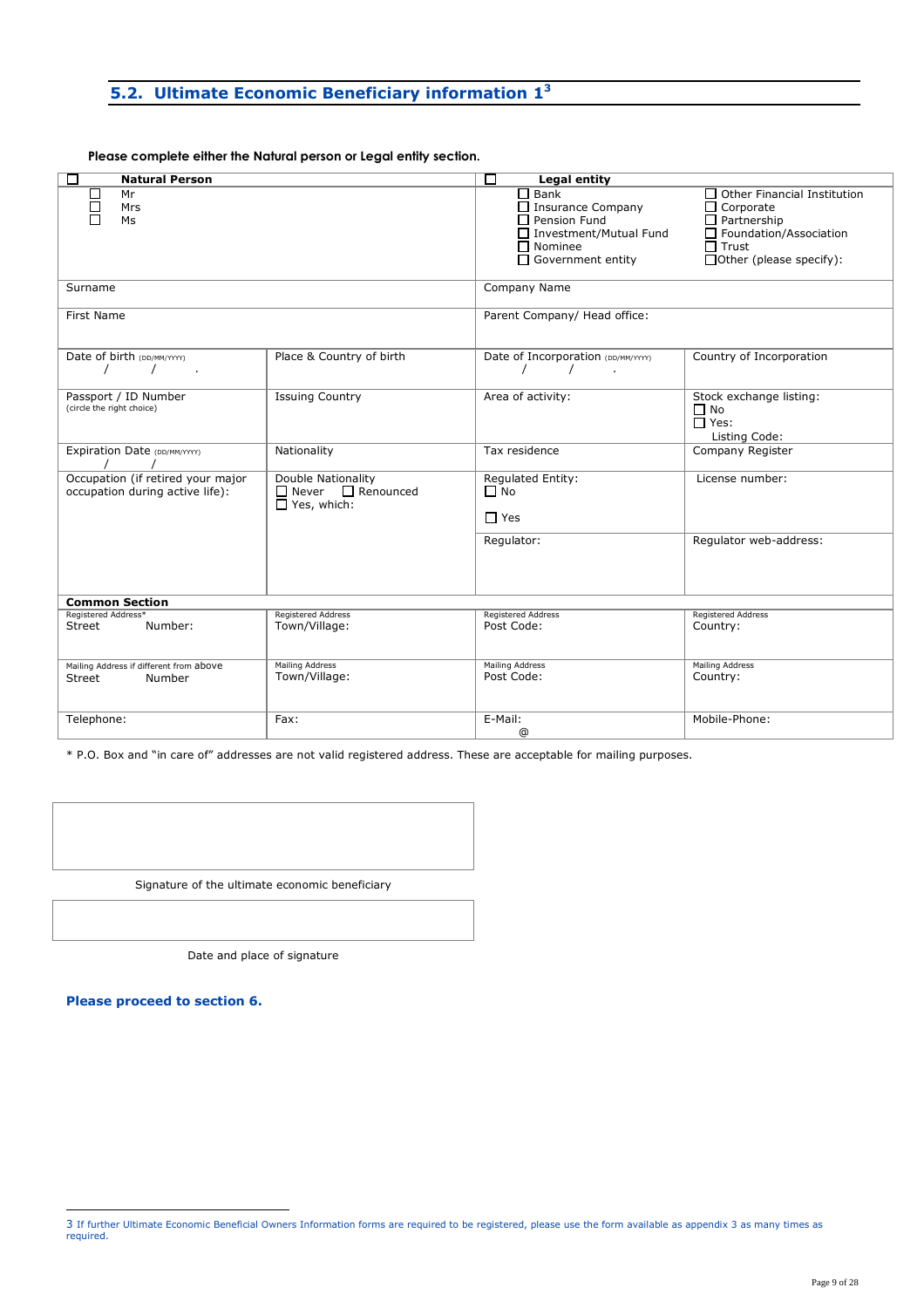## 5.2. Ultimate Economic Beneficiary information 1[3]

**Please complete either the Natural person or Legal entity section.**

| ☐ **Natural Person** | | ☐ **Legal entity** | |
|---|---|---|---|
| ☐ Mr<br>☐ Mrs<br>☐ Ms | | ☐ Bank<br>☐ Insurance Company<br>☐ Pension Fund<br>☐ Investment/Mutual Fund<br>☐ Nominee<br>☐ Government entity | ☐ Other Financial Institution<br>☐ Corporate<br>☐ Partnership<br>☐ Foundation/Association<br>☐ Trust<br>☐ Other (please specify): |
| Surname | | Company Name | |
| First Name | | Parent Company/ Head office: | |
| Date of birth (DD/MM/YYYY)<br>/ / . | Place & Country of birth | Date of Incorporation (DD/MM/YYYY)<br>/ / . | Country of Incorporation |
| Passport / ID Number<br>(circle the right choice) | Issuing Country | Area of activity: | Stock exchange listing:<br>☐ No<br>☐ Yes:<br>Listing Code: |
| Expiration Date (DD/MM/YYYY)<br>/ / | Nationality | Tax residence | Company Register |
| Occupation (if retired your major occupation during active life): | Double Nationality<br>☐ Never ☐ Renounced<br>☐ Yes, which: | Regulated Entity:<br>☐ No<br>☐ Yes | License number: |
| | | Regulator: | Regulator web-address: |
| **Common Section** | | | |
| Registered Address*<br>Street Number: | Registered Address<br>Town/Village: | Registered Address<br>Post Code: | Registered Address<br>Country: |
| Mailing Address if different from above<br>Street Number | Mailing Address<br>Town/Village: | Mailing Address<br>Post Code: | Mailing Address<br>Country: |
| Telephone: | Fax: | E-Mail:<br>@ | Mobile-Phone: |

\* P.O. Box and "in care of" addresses are not valid registered address. These are acceptable for mailing purposes.

Signature of the ultimate economic beneficiary

Date and place of signature

**Please proceed to section 6.**

3 If further Ultimate Economic Beneficial Owners Information forms are required to be registered, please use the form available as appendix 3 as many times as required.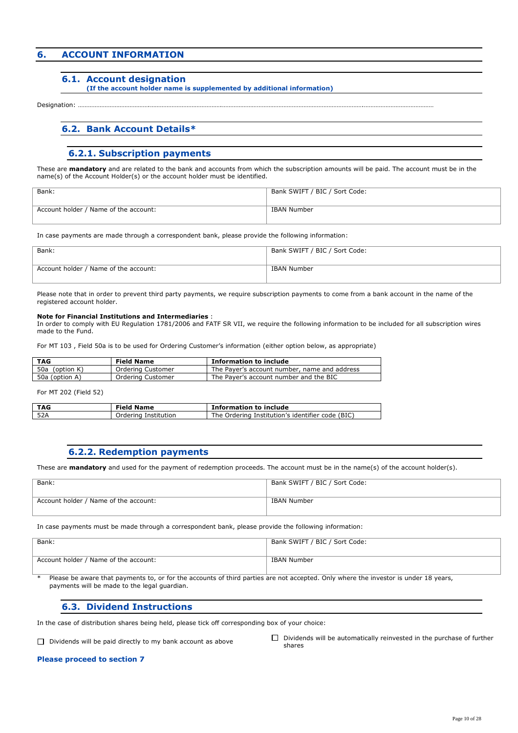## 6. ACCOUNT INFORMATION

### 6.1. Account designation

**(If the account holder name is supplemented by additional information)**

Designation: ……………………………………………………………………………………………………………………………………………………………………………………………………

### 6.2. Bank Account Details*

#### 6.2.1. Subscription payments

These are **mandatory** and are related to the bank and accounts from which the subscription amounts will be paid. The account must be in the name(s) of the Account Holder(s) or the account holder must be identified.

| Bank: | Bank SWIFT / BIC / Sort Code: |
|---|---|
| Account holder / Name of the account: | IBAN Number |

In case payments are made through a correspondent bank, please provide the following information:

| Bank: | Bank SWIFT / BIC / Sort Code: |
|---|---|
| Account holder / Name of the account: | IBAN Number |

Please note that in order to prevent third party payments, we require subscription payments to come from a bank account in the name of the registered account holder.

**Note for Financial Institutions and Intermediaries** :
In order to comply with EU Regulation 1781/2006 and FATF SR VII, we require the following information to be included for all subscription wires made to the Fund.

For MT 103 , Field 50a is to be used for Ordering Customer's information (either option below, as appropriate)

| TAG | Field Name | Information to include |
|---|---|---|
| 50a (option K) | Ordering Customer | The Payer's account number, name and address |
| 50a (option A) | Ordering Customer | The Payer's account number and the BIC |

For MT 202 (Field 52)

| TAG | Field Name | Information to include |
|---|---|---|
| 52A | Ordering Institution | The Ordering Institution's identifier code (BIC) |

#### 6.2.2. Redemption payments

These are **mandatory** and used for the payment of redemption proceeds. The account must be in the name(s) of the account holder(s).

| Bank: | Bank SWIFT / BIC / Sort Code: |
|---|---|
| Account holder / Name of the account: | IBAN Number |

In case payments must be made through a correspondent bank, please provide the following information:

| Bank: | Bank SWIFT / BIC / Sort Code: |
|---|---|
| Account holder / Name of the account: | IBAN Number |

\* Please be aware that payments to, or for the accounts of third parties are not accepted. Only where the investor is under 18 years, payments will be made to the legal guardian.

### 6.3. Dividend Instructions

In the case of distribution shares being held, please tick off corresponding box of your choice:

☐ Dividends will be paid directly to my bank account as above

☐ Dividends will be automatically reinvested in the purchase of further shares

**Please proceed to section 7**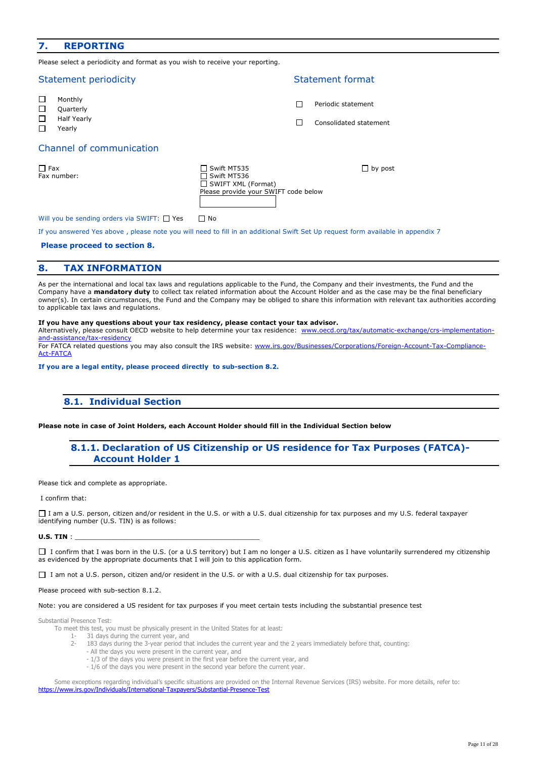## 7. REPORTING

Please select a periodicity and format as you wish to receive your reporting.

### Statement periodicity

☐ Monthly
☐ Quarterly
☐ Half Yearly
☐ Yearly

### Statement format

☐ Periodic statement

☐ Consolidated statement

### Channel of communication

☐ Fax
Fax number:

☐ Swift MT535
☐ Swift MT536
☐ SWIFT XML (Format)
Please provide your SWIFT code below

☐ by post

Will you be sending orders via SWIFT: ☐ Yes ☐ No

If you answered Yes above , please note you will need to fill in an additional Swift Set Up request form available in appendix 7

**Please proceed to section 8.**

## 8. TAX INFORMATION

As per the international and local tax laws and regulations applicable to the Fund, the Company and their investments, the Fund and the Company have a **mandatory duty** to collect tax related information about the Account Holder and as the case may be the final beneficiary owner(s). In certain circumstances, the Fund and the Company may be obliged to share this information with relevant tax authorities according to applicable tax laws and regulations.

**If you have any questions about your tax residency, please contact your tax advisor.**
Alternatively, please consult OECD website to help determine your tax residence: www.oecd.org/tax/automatic-exchange/crs-implementation-and-assistance/tax-residency
For FATCA related questions you may also consult the IRS website: www.irs.gov/Businesses/Corporations/Foreign-Account-Tax-Compliance-Act-FATCA

**If you are a legal entity, please proceed directly to sub-section 8.2.**

### 8.1. Individual Section

**Please note in case of Joint Holders, each Account Holder should fill in the Individual Section below**

#### 8.1.1. Declaration of US Citizenship or US residence for Tax Purposes (FATCA)- Account Holder 1

Please tick and complete as appropriate.

I confirm that:

☐ I am a U.S. person, citizen and/or resident in the U.S. or with a U.S. dual citizenship for tax purposes and my U.S. federal taxpayer identifying number (U.S. TIN) is as follows:

**U.S. TIN** : ______________________________________________

☐ I confirm that I was born in the U.S. (or a U.S territory) but I am no longer a U.S. citizen as I have voluntarily surrendered my citizenship as evidenced by the appropriate documents that I will join to this application form.

☐ I am not a U.S. person, citizen and/or resident in the U.S. or with a U.S. dual citizenship for tax purposes.

Please proceed with sub-section 8.1.2.

Note: you are considered a US resident for tax purposes if you meet certain tests including the substantial presence test

Substantial Presence Test:
To meet this test, you must be physically present in the United States for at least:

1- 31 days during the current year, and
2- 183 days during the 3-year period that includes the current year and the 2 years immediately before that, counting:
   - All the days you were present in the current year, and
   - 1/3 of the days you were present in the first year before the current year, and
   - 1/6 of the days you were present in the second year before the current year.

Some exceptions regarding individual's specific situations are provided on the Internal Revenue Services (IRS) website. For more details, refer to: https://www.irs.gov/Individuals/International-Taxpayers/Substantial-Presence-Test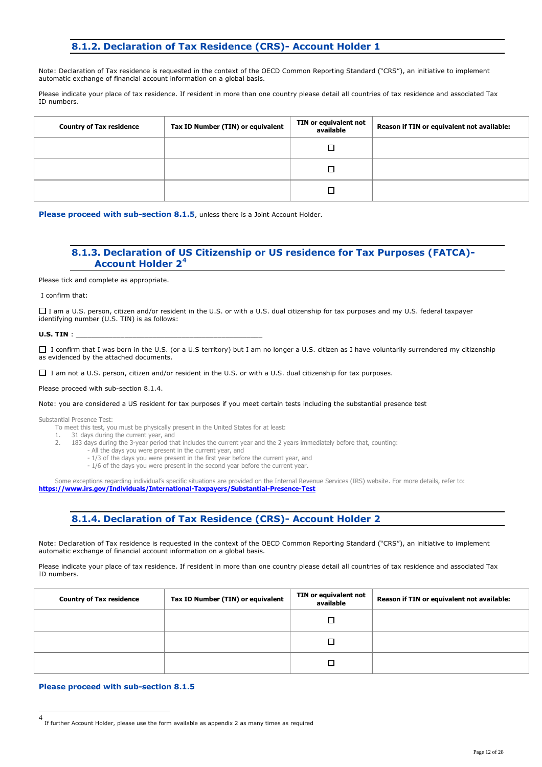## 8.1.2. Declaration of Tax Residence (CRS)- Account Holder 1

Note: Declaration of Tax residence is requested in the context of the OECD Common Reporting Standard ("CRS"), an initiative to implement automatic exchange of financial account information on a global basis.

Please indicate your place of tax residence. If resident in more than one country please detail all countries of tax residence and associated Tax ID numbers.

| Country of Tax residence | Tax ID Number (TIN) or equivalent | TIN or equivalent not available | Reason if TIN or equivalent not available: |
|---|---|---|---|
| | | ☐ | |
| | | ☐ | |
| | | ☐ | |

**Please proceed with sub-section 8.1.5**, unless there is a Joint Account Holder.

## 8.1.3. Declaration of US Citizenship or US residence for Tax Purposes (FATCA)- Account Holder 2[4]

Please tick and complete as appropriate.

I confirm that:

☐ I am a U.S. person, citizen and/or resident in the U.S. or with a U.S. dual citizenship for tax purposes and my U.S. federal taxpayer identifying number (U.S. TIN) is as follows:

**U.S. TIN** : ____________________________________________

☐ I confirm that I was born in the U.S. (or a U.S territory) but I am no longer a U.S. citizen as I have voluntarily surrendered my citizenship as evidenced by the attached documents.

☐ I am not a U.S. person, citizen and/or resident in the U.S. or with a U.S. dual citizenship for tax purposes.

Please proceed with sub-section 8.1.4.

Note: you are considered a US resident for tax purposes if you meet certain tests including the substantial presence test

Substantial Presence Test:

To meet this test, you must be physically present in the United States for at least:

1. 31 days during the current year, and
2. 183 days during the 3-year period that includes the current year and the 2 years immediately before that, counting:
   - All the days you were present in the current year, and
   - 1/3 of the days you were present in the first year before the current year, and
   - 1/6 of the days you were present in the second year before the current year.

Some exceptions regarding individual's specific situations are provided on the Internal Revenue Services (IRS) website. For more details, refer to: **https://www.irs.gov/Individuals/International-Taxpayers/Substantial-Presence-Test**

## 8.1.4. Declaration of Tax Residence (CRS)- Account Holder 2

Note: Declaration of Tax residence is requested in the context of the OECD Common Reporting Standard ("CRS"), an initiative to implement automatic exchange of financial account information on a global basis.

Please indicate your place of tax residence. If resident in more than one country please detail all countries of tax residence and associated Tax ID numbers.

| Country of Tax residence | Tax ID Number (TIN) or equivalent | TIN or equivalent not available | Reason if TIN or equivalent not available: |
|---|---|---|---|
| | | ☐ | |
| | | ☐ | |
| | | ☐ | |

**Please proceed with sub-section 8.1.5**

[4] If further Account Holder, please use the form available as appendix 2 as many times as required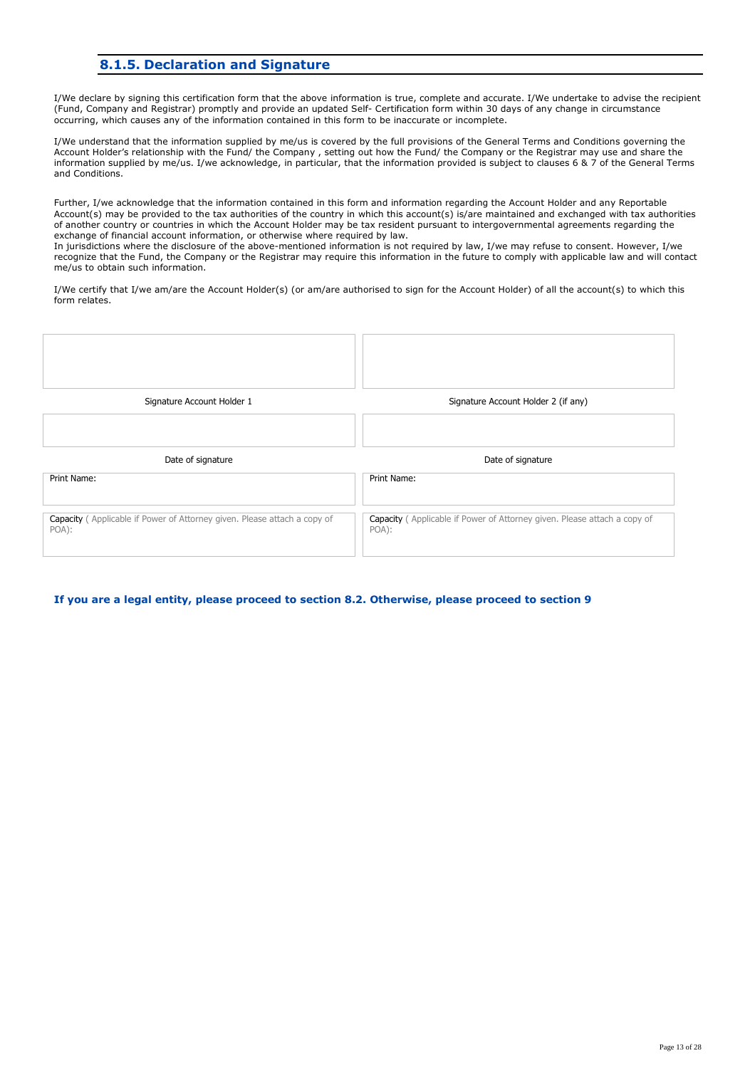## 8.1.5. Declaration and Signature

I/We declare by signing this certification form that the above information is true, complete and accurate. I/We undertake to advise the recipient (Fund, Company and Registrar) promptly and provide an updated Self- Certification form within 30 days of any change in circumstance occurring, which causes any of the information contained in this form to be inaccurate or incomplete.

I/We understand that the information supplied by me/us is covered by the full provisions of the General Terms and Conditions governing the Account Holder's relationship with the Fund/ the Company , setting out how the Fund/ the Company or the Registrar may use and share the information supplied by me/us. I/we acknowledge, in particular, that the information provided is subject to clauses 6 & 7 of the General Terms and Conditions.

Further, I/we acknowledge that the information contained in this form and information regarding the Account Holder and any Reportable Account(s) may be provided to the tax authorities of the country in which this account(s) is/are maintained and exchanged with tax authorities of another country or countries in which the Account Holder may be tax resident pursuant to intergovernmental agreements regarding the exchange of financial account information, or otherwise where required by law.
In jurisdictions where the disclosure of the above-mentioned information is not required by law, I/we may refuse to consent. However, I/we recognize that the Fund, the Company or the Registrar may require this information in the future to comply with applicable law and will contact me/us to obtain such information.

I/We certify that I/we am/are the Account Holder(s) (or am/are authorised to sign for the Account Holder) of all the account(s) to which this form relates.

| | |
|---|---|
| | |
| Signature Account Holder 1 | Signature Account Holder 2 (if any) |
| | |
| Date of signature | Date of signature |
| Print Name: | Print Name: |
| **Capacity** ( Applicable if Power of Attorney given. Please attach a copy of POA): | **Capacity** ( Applicable if Power of Attorney given. Please attach a copy of POA): |

**If you are a legal entity, please proceed to section 8.2. Otherwise, please proceed to section 9**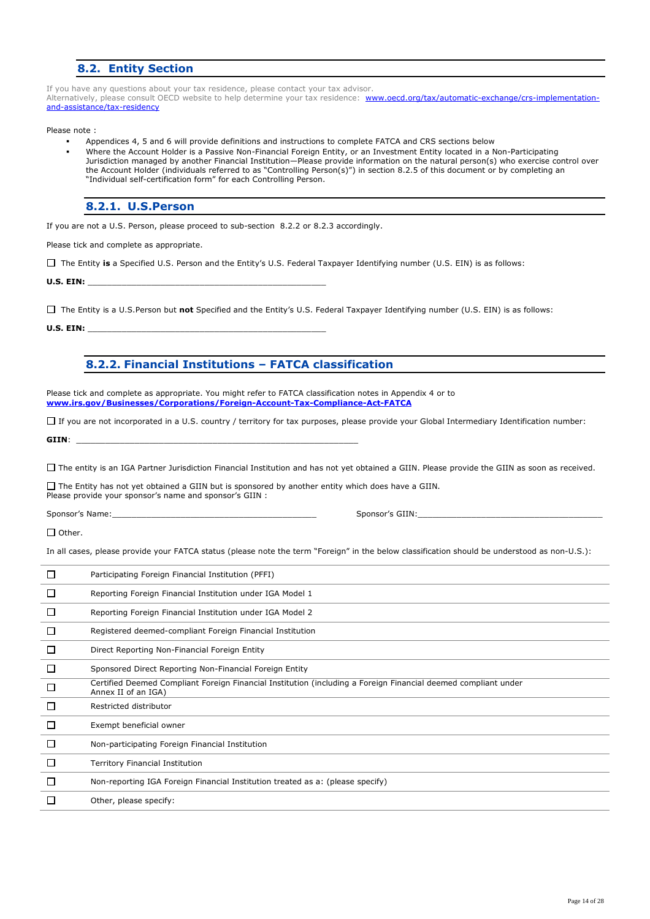## 8.2. Entity Section

If you have any questions about your tax residence, please contact your tax advisor.
Alternatively, please consult OECD website to help determine your tax residence: www.oecd.org/tax/automatic-exchange/crs-implementation-and-assistance/tax-residency

Please note :

- Appendices 4, 5 and 6 will provide definitions and instructions to complete FATCA and CRS sections below
- Where the Account Holder is a Passive Non-Financial Foreign Entity, or an Investment Entity located in a Non-Participating Jurisdiction managed by another Financial Institution—Please provide information on the natural person(s) who exercise control over the Account Holder (individuals referred to as "Controlling Person(s)") in section 8.2.5 of this document or by completing an "Individual self-certification form" for each Controlling Person.

### 8.2.1. U.S.Person

If you are not a U.S. Person, please proceed to sub-section 8.2.2 or 8.2.3 accordingly.

Please tick and complete as appropriate.

☐ The Entity **is** a Specified U.S. Person and the Entity's U.S. Federal Taxpayer Identifying number (U.S. EIN) is as follows:

**U.S. EIN:** ____________________________________________

☐ The Entity is a U.S.Person but **not** Specified and the Entity's U.S. Federal Taxpayer Identifying number (U.S. EIN) is as follows:

**U.S. EIN:** ____________________________________________

### 8.2.2. Financial Institutions – FATCA classification

Please tick and complete as appropriate. You might refer to FATCA classification notes in Appendix 4 or to **www.irs.gov/Businesses/Corporations/Foreign-Account-Tax-Compliance-Act-FATCA**

☐ If you are not incorporated in a U.S. country / territory for tax purposes, please provide your Global Intermediary Identification number:

**GIIN**: ____________________________________________

☐ The entity is an IGA Partner Jurisdiction Financial Institution and has not yet obtained a GIIN. Please provide the GIIN as soon as received.

☐ The Entity has not yet obtained a GIIN but is sponsored by another entity which does have a GIIN.
Please provide your sponsor's name and sponsor's GIIN :

Sponsor's Name:______________________________________ Sponsor's GIIN:______________________________________

☐ Other.

In all cases, please provide your FATCA status (please note the term "Foreign" in the below classification should be understood as non-U.S.):

| | |
|---|---|
| ☐ | Participating Foreign Financial Institution (PFFI) |
| ☐ | Reporting Foreign Financial Institution under IGA Model 1 |
| ☐ | Reporting Foreign Financial Institution under IGA Model 2 |
| ☐ | Registered deemed-compliant Foreign Financial Institution |
| ☐ | Direct Reporting Non-Financial Foreign Entity |
| ☐ | Sponsored Direct Reporting Non-Financial Foreign Entity |
| ☐ | Certified Deemed Compliant Foreign Financial Institution (including a Foreign Financial deemed compliant under Annex II of an IGA) |
| ☐ | Restricted distributor |
| ☐ | Exempt beneficial owner |
| ☐ | Non-participating Foreign Financial Institution |
| ☐ | Territory Financial Institution |
| ☐ | Non-reporting IGA Foreign Financial Institution treated as a: (please specify) |
| ☐ | Other, please specify: |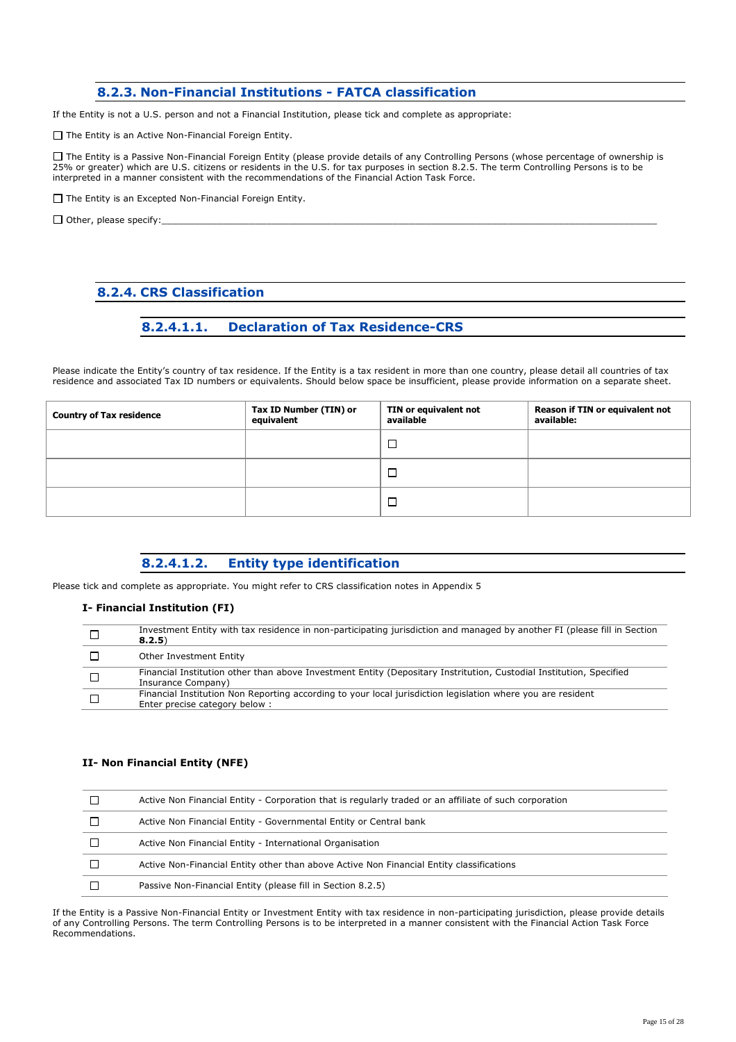## 8.2.3. Non-Financial Institutions - FATCA classification

If the Entity is not a U.S. person and not a Financial Institution, please tick and complete as appropriate:

☐ The Entity is an Active Non-Financial Foreign Entity.

☐ The Entity is a Passive Non-Financial Foreign Entity (please provide details of any Controlling Persons (whose percentage of ownership is 25% or greater) which are U.S. citizens or residents in the U.S. for tax purposes in section 8.2.5. The term Controlling Persons is to be interpreted in a manner consistent with the recommendations of the Financial Action Task Force.

☐ The Entity is an Excepted Non-Financial Foreign Entity.

☐ Other, please specify:\_\_\_\_\_\_\_\_\_\_\_\_\_\_\_\_\_\_\_\_\_\_\_\_\_\_\_\_\_\_\_\_\_\_\_\_\_\_\_\_\_\_\_\_\_\_\_\_\_\_\_\_\_\_\_\_\_\_\_\_\_\_\_\_\_\_\_\_\_\_

## 8.2.4. CRS Classification

### 8.2.4.1.1. Declaration of Tax Residence-CRS

Please indicate the Entity's country of tax residence. If the Entity is a tax resident in more than one country, please detail all countries of tax residence and associated Tax ID numbers or equivalents. Should below space be insufficient, please provide information on a separate sheet.

| Country of Tax residence | Tax ID Number (TIN) or equivalent | TIN or equivalent not available | Reason if TIN or equivalent not available: |
|---|---|---|---|
| | | ☐ | |
| | | ☐ | |
| | | ☐ | |

### 8.2.4.1.2. Entity type identification

Please tick and complete as appropriate. You might refer to CRS classification notes in Appendix 5

**I- Financial Institution (FI)**

| | |
|---|---|
| ☐ | Investment Entity with tax residence in non-participating jurisdiction and managed by another FI (please fill in Section **8.2.5**) |
| ☐ | Other Investment Entity |
| ☐ | Financial Institution other than above Investment Entity (Depositary Instritution, Custodial Institution, Specified Insurance Company) |
| ☐ | Financial Institution Non Reporting according to your local jurisdiction legislation where you are resident<br>Enter precise category below : |

**II- Non Financial Entity (NFE)**

| | |
|---|---|
| ☐ | Active Non Financial Entity - Corporation that is regularly traded or an affiliate of such corporation |
| ☐ | Active Non Financial Entity - Governmental Entity or Central bank |
| ☐ | Active Non Financial Entity - International Organisation |
| ☐ | Active Non-Financial Entity other than above Active Non Financial Entity classifications |
| ☐ | Passive Non-Financial Entity (please fill in Section 8.2.5) |

If the Entity is a Passive Non-Financial Entity or Investment Entity with tax residence in non-participating jurisdiction, please provide details of any Controlling Persons. The term Controlling Persons is to be interpreted in a manner consistent with the Financial Action Task Force Recommendations.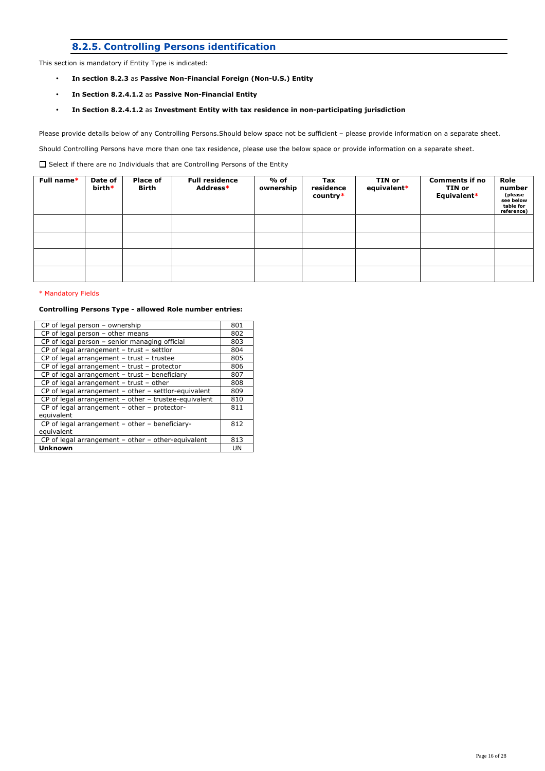## 8.2.5. Controlling Persons identification

This section is mandatory if Entity Type is indicated:

- **In section 8.2.3** as **Passive Non-Financial Foreign (Non-U.S.) Entity**
- **In Section 8.2.4.1.2** as **Passive Non-Financial Entity**
- **In Section 8.2.4.1.2** as **Investment Entity with tax residence in non-participating jurisdiction**

Please provide details below of any Controlling Persons.Should below space not be sufficient – please provide information on a separate sheet.

Should Controlling Persons have more than one tax residence, please use the below space or provide information on a separate sheet.

☐ Select if there are no Individuals that are Controlling Persons of the Entity

| Full name* | Date of birth* | Place of Birth | Full residence Address* | % of ownership | Tax residence country* | TIN or equivalent* | Comments if no TIN or Equivalent* | Role number (please see below table for reference) |
|---|---|---|---|---|---|---|---|---|
| | | | | | | | | |
| | | | | | | | | |
| | | | | | | | | |
| | | | | | | | | |

* Mandatory Fields

**Controlling Persons Type - allowed Role number entries:**

| | |
|---|---|
| CP of legal person – ownership | 801 |
| CP of legal person – other means | 802 |
| CP of legal person – senior managing official | 803 |
| CP of legal arrangement – trust – settlor | 804 |
| CP of legal arrangement – trust – trustee | 805 |
| CP of legal arrangement – trust – protector | 806 |
| CP of legal arrangement – trust – beneficiary | 807 |
| CP of legal arrangement – trust – other | 808 |
| CP of legal arrangement – other – settlor-equivalent | 809 |
| CP of legal arrangement – other – trustee-equivalent | 810 |
| CP of legal arrangement – other – protector-equivalent | 811 |
| CP of legal arrangement – other – beneficiary-equivalent | 812 |
| CP of legal arrangement – other – other-equivalent | 813 |
| **Unknown** | UN |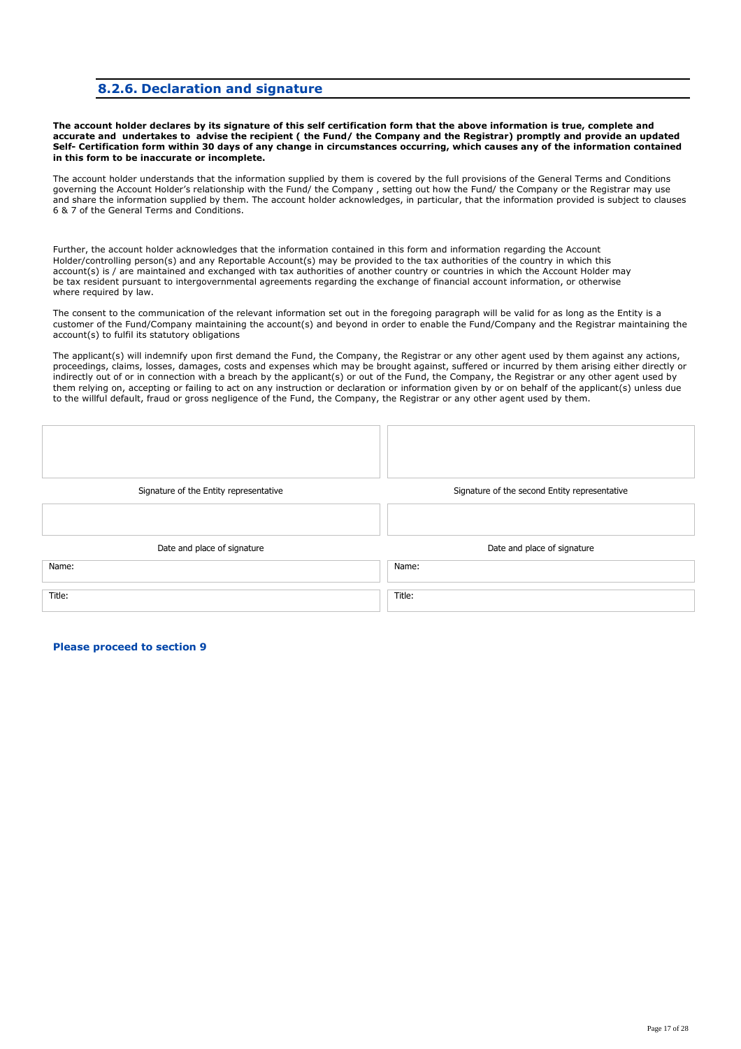## 8.2.6. Declaration and signature

**The account holder declares by its signature of this self certification form that the above information is true, complete and accurate and undertakes to advise the recipient ( the Fund/ the Company and the Registrar) promptly and provide an updated Self- Certification form within 30 days of any change in circumstances occurring, which causes any of the information contained in this form to be inaccurate or incomplete.**

The account holder understands that the information supplied by them is covered by the full provisions of the General Terms and Conditions governing the Account Holder's relationship with the Fund/ the Company , setting out how the Fund/ the Company or the Registrar may use and share the information supplied by them. The account holder acknowledges, in particular, that the information provided is subject to clauses 6 & 7 of the General Terms and Conditions.

Further, the account holder acknowledges that the information contained in this form and information regarding the Account Holder/controlling person(s) and any Reportable Account(s) may be provided to the tax authorities of the country in which this account(s) is / are maintained and exchanged with tax authorities of another country or countries in which the Account Holder may be tax resident pursuant to intergovernmental agreements regarding the exchange of financial account information, or otherwise where required by law.

The consent to the communication of the relevant information set out in the foregoing paragraph will be valid for as long as the Entity is a customer of the Fund/Company maintaining the account(s) and beyond in order to enable the Fund/Company and the Registrar maintaining the account(s) to fulfil its statutory obligations

The applicant(s) will indemnify upon first demand the Fund, the Company, the Registrar or any other agent used by them against any actions, proceedings, claims, losses, damages, costs and expenses which may be brought against, suffered or incurred by them arising either directly or indirectly out of or in connection with a breach by the applicant(s) or out of the Fund, the Company, the Registrar or any other agent used by them relying on, accepting or failing to act on any instruction or declaration or information given by or on behalf of the applicant(s) unless due to the willful default, fraud or gross negligence of the Fund, the Company, the Registrar or any other agent used by them.

| | |
|---|---|
| | |
| Signature of the Entity representative | Signature of the second Entity representative |
| | |
| Date and place of signature | Date and place of signature |
| Name: | Name: |
| Title: | Title: |

**Please proceed to section 9**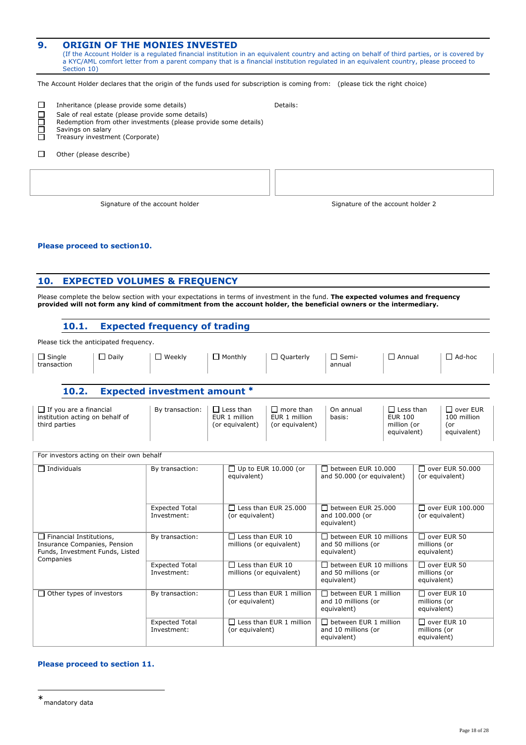## 9. ORIGIN OF THE MONIES INVESTED

(If the Account Holder is a regulated financial institution in an equivalent country and acting on behalf of third parties, or is covered by a KYC/AML comfort letter from a parent company that is a financial institution regulated in an equivalent country, please proceed to Section 10)

The Account Holder declares that the origin of the funds used for subscription is coming from: (please tick the right choice)

- ☐ Inheritance (please provide some details)
- ☐ Sale of real estate (please provide some details)
- ☐ Redemption from other investments (please provide some details)
- ☐ Savings on salary
- ☐ Treasury investment (Corporate)

Details:

- ☐ Other (please describe)

| Signature of the account holder | Signature of the account holder 2 |
|---|---|

**Please proceed to section10.**

## 10. EXPECTED VOLUMES & FREQUENCY

Please complete the below section with your expectations in terms of investment in the fund. **The expected volumes and frequency provided will not form any kind of commitment from the account holder, the beneficial owners or the intermediary.**

### 10.1. Expected frequency of trading

Please tick the anticipated frequency.

| ☐ Single transaction | ☐ Daily | ☐ Weekly | ☐ Monthly | ☐ Quarterly | ☐ Semi-annual | ☐ Annual | ☐ Ad-hoc |
|---|---|---|---|---|---|---|---|

### 10.2. Expected investment amount *

| ☐ If you are a financial institution acting on behalf of third parties | By transaction: | ☐ Less than EUR 1 million (or equivalent) | ☐ more than EUR 1 million (or equivalent) | On annual basis: | ☐ Less than EUR 100 million (or equivalent) | ☐ over EUR 100 million (or equivalent) |
|---|---|---|---|---|---|---|

| For investors acting on their own behalf | | | | |
|---|---|---|---|---|
| ☐ Individuals | By transaction: | ☐ Up to EUR 10.000 (or equivalent) | ☐ between EUR 10.000 and 50.000 (or equivalent) | ☐ over EUR 50.000 (or equivalent) |
| | Expected Total Investment: | ☐ Less than EUR 25.000 (or equivalent) | ☐ between EUR 25.000 and 100.000 (or equivalent) | ☐ over EUR 100.000 (or equivalent) |
| ☐ Financial Institutions, Insurance Companies, Pension Funds, Investment Funds, Listed Companies | By transaction: | ☐ Less than EUR 10 millions (or equivalent) | ☐ between EUR 10 millions and 50 millions (or equivalent) | ☐ over EUR 50 millions (or equivalent) |
| | Expected Total Investment: | ☐ Less than EUR 10 millions (or equivalent) | ☐ between EUR 10 millions and 50 millions (or equivalent) | ☐ over EUR 50 millions (or equivalent) |
| ☐ Other types of investors | By transaction: | ☐ Less than EUR 1 million (or equivalent) | ☐ between EUR 1 million and 10 millions (or equivalent) | ☐ over EUR 10 millions (or equivalent) |
| | Expected Total Investment: | ☐ Less than EUR 1 million (or equivalent) | ☐ between EUR 1 million and 10 millions (or equivalent) | ☐ over EUR 10 millions (or equivalent) |

**Please proceed to section 11.**

* mandatory data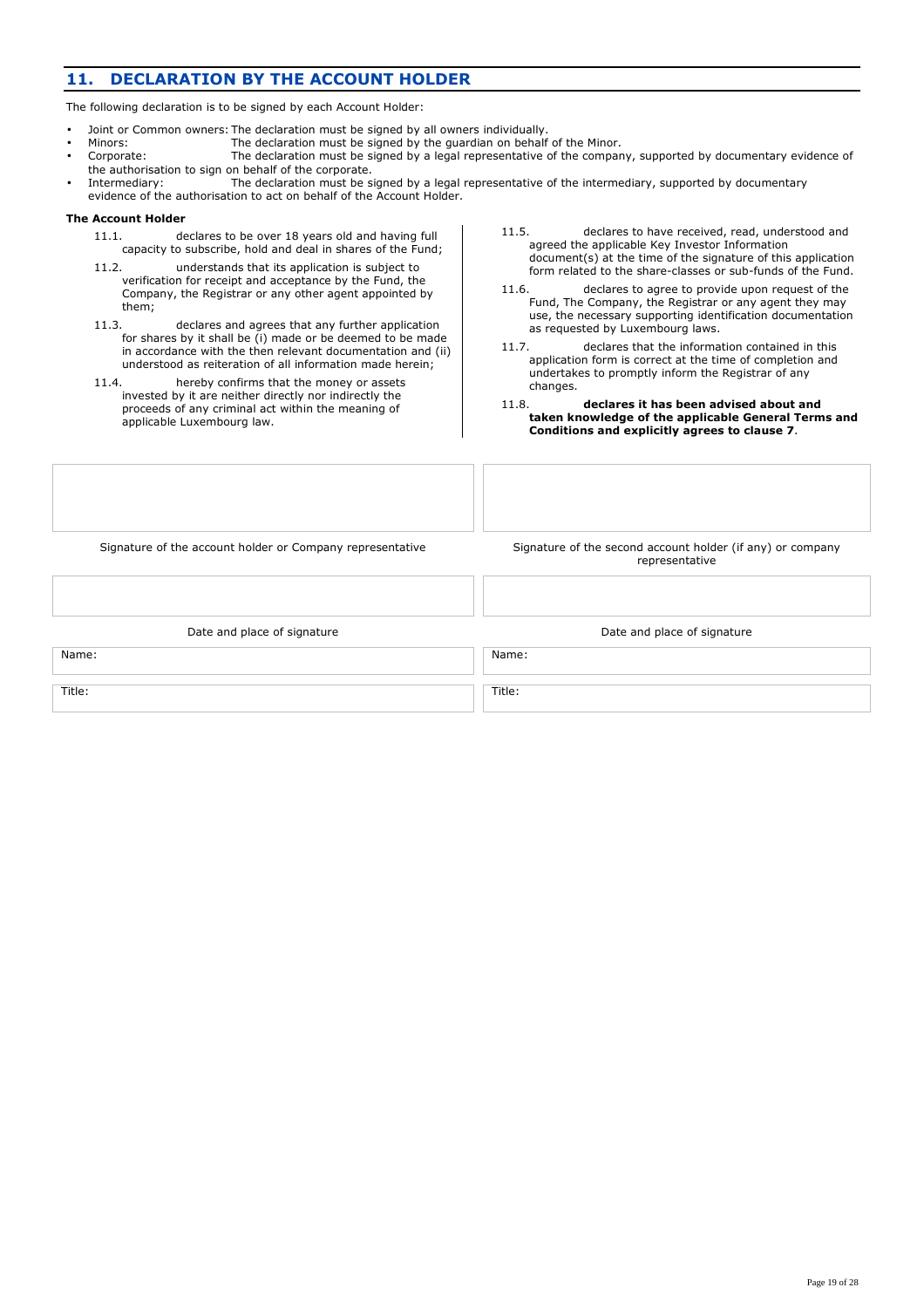## 11. DECLARATION BY THE ACCOUNT HOLDER

The following declaration is to be signed by each Account Holder:

- Joint or Common owners: The declaration must be signed by all owners individually.
- Minors: The declaration must be signed by the guardian on behalf of the Minor.
- Corporate: The declaration must be signed by a legal representative of the company, supported by documentary evidence of the authorisation to sign on behalf of the corporate.
- Intermediary: The declaration must be signed by a legal representative of the intermediary, supported by documentary evidence of the authorisation to act on behalf of the Account Holder.

**The Account Holder**

11.1. declares to be over 18 years old and having full capacity to subscribe, hold and deal in shares of the Fund;

11.2. understands that its application is subject to verification for receipt and acceptance by the Fund, the Company, the Registrar or any other agent appointed by them;

11.3. declares and agrees that any further application for shares by it shall be (i) made or be deemed to be made in accordance with the then relevant documentation and (ii) understood as reiteration of all information made herein;

11.4. hereby confirms that the money or assets invested by it are neither directly nor indirectly the proceeds of any criminal act within the meaning of applicable Luxembourg law.

11.5. declares to have received, read, understood and agreed the applicable Key Investor Information document(s) at the time of the signature of this application form related to the share-classes or sub-funds of the Fund.

11.6. declares to agree to provide upon request of the Fund, The Company, the Registrar or any agent they may use, the necessary supporting identification documentation as requested by Luxembourg laws.

11.7. declares that the information contained in this application form is correct at the time of completion and undertakes to promptly inform the Registrar of any changes.

11.8. **declares it has been advised about and taken knowledge of the applicable General Terms and Conditions and explicitly agrees to clause 7**.

| Signature of the account holder or Company representative | Signature of the second account holder (if any) or company representative |
|---|---|
| | |
| Date and place of signature | Date and place of signature |
| Name: | Name: |
| Title: | Title: |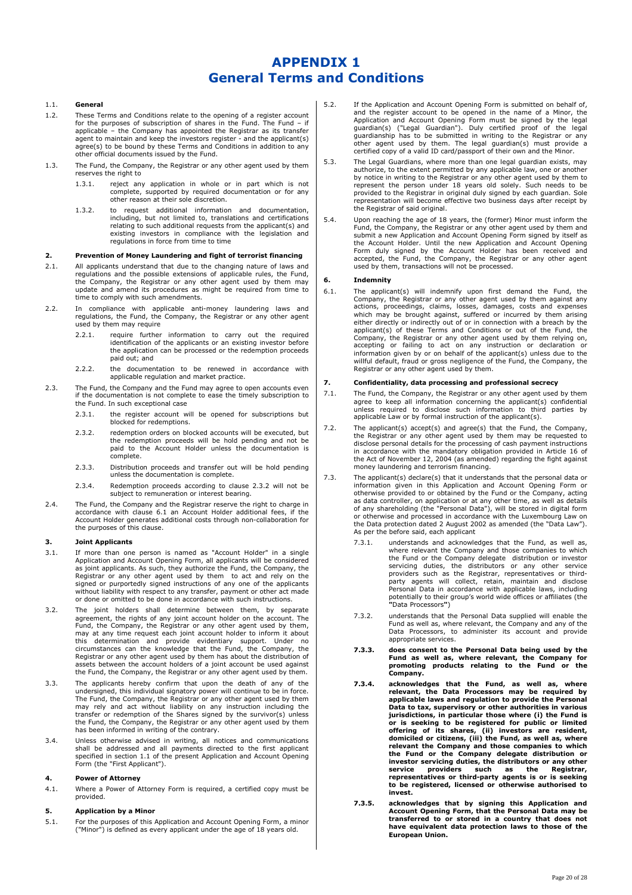# APPENDIX 1
# General Terms and Conditions

1.1. **General**

1.2. These Terms and Conditions relate to the opening of a register account for the purposes of subscription of shares in the Fund. The Fund – if applicable – the Company has appointed the Registrar as its transfer agent to maintain and keep the investors register - and the applicant(s) agree(s) to be bound by these Terms and Conditions in addition to any other official documents issued by the Fund.

1.3. The Fund, the Company, the Registrar or any other agent used by them reserves the right to

1.3.1. reject any application in whole or in part which is not complete, supported by required documentation or for any other reason at their sole discretion.

1.3.2. to request additional information and documentation, including, but not limited to, translations and certifications relating to such additional requests from the applicant(s) and existing investors in compliance with the legislation and regulations in force from time to time

## 2. Prevention of Money Laundering and fight of terrorist financing

2.1. All applicants understand that due to the changing nature of laws and regulations and the possible extensions of applicable rules, the Fund, the Company, the Registrar or any other agent used by them may update and amend its procedures as might be required from time to time to comply with such amendments.

2.2. In compliance with applicable anti-money laundering laws and regulations, the Fund, the Company, the Registrar or any other agent used by them may require

2.2.1. require further information to carry out the required identification of the applicants or an existing investor before the application can be processed or the redemption proceeds paid out; and

2.2.2. the documentation to be renewed in accordance with applicable regulation and market practice.

2.3. The Fund, the Company and the Fund may agree to open accounts even if the documentation is not complete to ease the timely subscription to the Fund. In such exceptional case

2.3.1. the register account will be opened for subscriptions but blocked for redemptions.

2.3.2. redemption orders on blocked accounts will be executed, but the redemption proceeds will be hold pending and not be paid to the Account Holder unless the documentation is complete.

2.3.3. Distribution proceeds and transfer out will be hold pending unless the documentation is complete.

2.3.4. Redemption proceeds according to clause 2.3.2 will not be subject to remuneration or interest bearing.

2.4. The Fund, the Company and the Registrar reserve the right to charge in accordance with clause 6.1 an Account Holder additional fees, if the Account Holder generates additional costs through non-collaboration for the purposes of this clause.

## 3. Joint Applicants

3.1. If more than one person is named as "Account Holder" in a single Application and Account Opening Form, all applicants will be considered as joint applicants. As such, they authorize the Fund, the Company, the Registrar or any other agent used by them to act and rely on the signed or purportedly signed instructions of any one of the applicants without liability with respect to any transfer, payment or other act made or done or omitted to be done in accordance with such instructions.

3.2. The joint holders shall determine between them, by separate agreement, the rights of any joint account holder on the account. The Fund, the Company, the Registrar or any other agent used by them, may at any time request each joint account holder to inform it about this determination and provide evidentiary support. Under no circumstances can the knowledge that the Fund, the Company, the Registrar or any other agent used by them has about the distribution of assets between the account holders of a joint account be used against the Fund, the Company, the Registrar or any other agent used by them.

3.3. The applicants hereby confirm that upon the death of any of the undersigned, this individual signatory power will continue to be in force. The Fund, the Company, the Registrar or any other agent used by them may rely and act without liability on any instruction including the transfer or redemption of the Shares signed by the survivor(s) unless the Fund, the Company, the Registrar or any other agent used by them has been informed in writing of the contrary.

3.4. Unless otherwise advised in writing, all notices and communications shall be addressed and all payments directed to the first applicant specified in section 1.1 of the present Application and Account Opening Form (the "First Applicant").

## 4. Power of Attorney

4.1. Where a Power of Attorney Form is required, a certified copy must be provided.

## 5. Application by a Minor

5.1. For the purposes of this Application and Account Opening Form, a minor ("Minor") is defined as every applicant under the age of 18 years old.

5.2. If the Application and Account Opening Form is submitted on behalf of, and the register account to be opened in the name of a Minor, the Application and Account Opening Form must be signed by the legal guardian(s) ("Legal Guardian"). Duly certified proof of the legal guardianship has to be submitted in writing to the Registrar or any other agent used by them. The legal guardian(s) must provide a certified copy of a valid ID card/passport of their own and the Minor.

5.3. The Legal Guardians, where more than one legal guardian exists, may authorize, to the extent permitted by any applicable law, one or another by notice in writing to the Registrar or any other agent used by them to represent the person under 18 years old solely. Such needs to be provided to the Registrar in original duly signed by each guardian. Sole representation will become effective two business days after receipt by the Registrar of said original.

5.4. Upon reaching the age of 18 years, the (former) Minor must inform the Fund, the Company, the Registrar or any other agent used by them and submit a new Application and Account Opening Form signed by itself as the Account Holder. Until the new Application and Account Opening Form duly signed by the Account Holder has been received and accepted, the Fund, the Company, the Registrar or any other agent used by them, transactions will not be processed.

## 6. Indemnity

6.1. The applicant(s) will indemnify upon first demand the Fund, the Company, the Registrar or any other agent used by them against any actions, proceedings, claims, losses, damages, costs and expenses which may be brought against, suffered or incurred by them arising either directly or indirectly out of or in connection with a breach by the applicant(s) of these Terms and Conditions or out of the Fund, the Company, the Registrar or any other agent used by them relying on, accepting or failing to act on any instruction or declaration or information given by or on behalf of the applicant(s) unless due to the willful default, fraud or gross negligence of the Fund, the Company, the Registrar or any other agent used by them.

## 7. Confidentiality, data processing and professional secrecy

7.1. The Fund, the Company, the Registrar or any other agent used by them agree to keep all information concerning the applicant(s) confidential unless required to disclose such information to third parties by applicable Law or by formal instruction of the applicant(s).

7.2. The applicant(s) accept(s) and agree(s) that the Fund, the Company, the Registrar or any other agent used by them may be requested to disclose personal details for the processing of cash payment instructions in accordance with the mandatory obligation provided in Article 16 of the Act of November 12, 2004 (as amended) regarding the fight against money laundering and terrorism financing.

7.3. The applicant(s) declare(s) that it understands that the personal data or information given in this Application and Account Opening Form or otherwise provided to or obtained by the Fund or the Company, acting as data controller, on application or at any other time, as well as details of any shareholding (the "Personal Data"), will be stored in digital form or otherwise and processed in accordance with the Luxembourg Law on the Data protection dated 2 August 2002 as amended (the "Data Law"). As per the before said, each applicant

7.3.1. understands and acknowledges that the Fund, as well as, where relevant the Company and those companies to which the Fund or the Company delegate distribution or investor servicing duties, the distributors or any other service providers such as the Registrar, representatives or third-party agents will collect, retain, maintain and disclose Personal Data in accordance with applicable laws, including potentially to their group's world wide offices or affiliates (the "Data Processors")

7.3.2. understands that the Personal Data supplied will enable the Fund as well as, where relevant, the Company and any of the Data Processors, to administer its account and provide appropriate services.

**7.3.3. does consent to the Personal Data being used by the Fund as well as, where relevant, the Company for promoting products relating to the Fund or the Company.**

**7.3.4. acknowledges that the Fund, as well as, where relevant, the Data Processors may be required by applicable laws and regulation to provide the Personal Data to tax, supervisory or other authorities in various jurisdictions, in particular those where (i) the Fund is or is seeking to be registered for public or limited offering of its shares, (ii) investors are resident, domiciled or citizens, (iii) the Fund, as well as, where relevant the Company and those companies to which the Fund or the Company delegate distribution or investor servicing duties, the distributors or any other service providers such as the Registrar, representatives or third-party agents is or is seeking to be registered, licensed or otherwise authorised to invest.**

**7.3.5. acknowledges that by signing this Application and Account Opening Form, that the Personal Data may be transferred to or stored in a country that does not have equivalent data protection laws to those of the European Union.**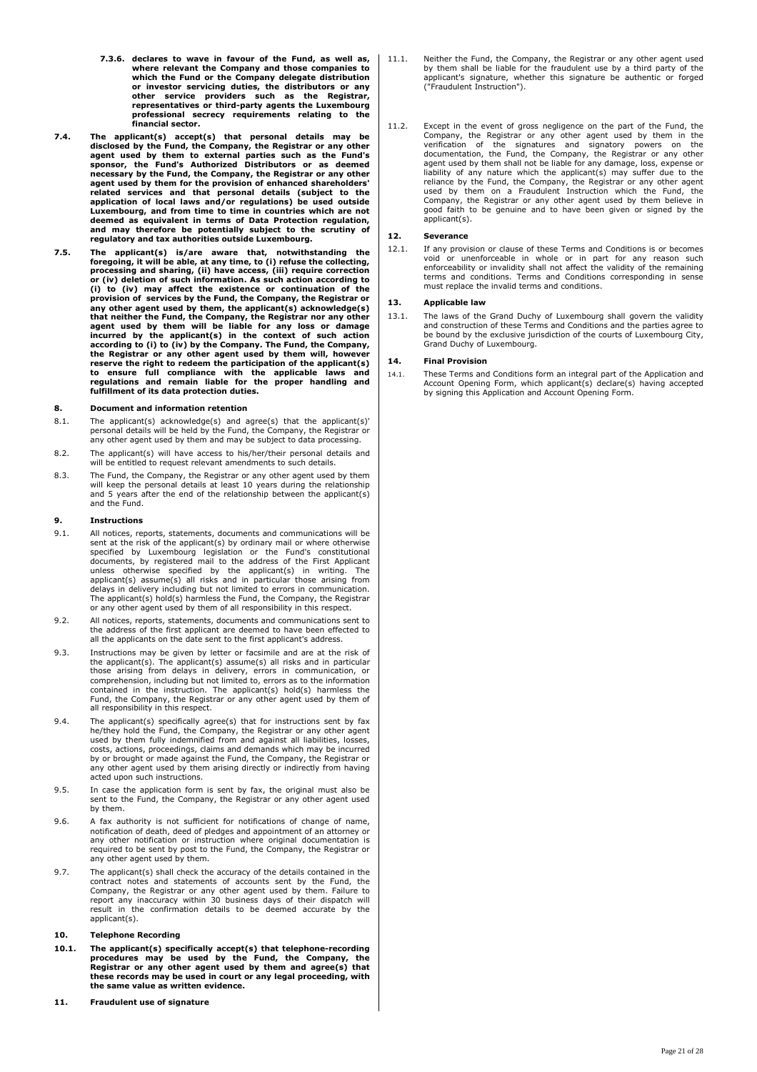**7.3.6. declares to wave in favour of the Fund, as well as, where relevant the Company and those companies to which the Fund or the Company delegate distribution or investor servicing duties, the distributors or any other service providers such as the Registrar, representatives or third-party agents the Luxembourg professional secrecy requirements relating to the financial sector.**

**7.4. The applicant(s) accept(s) that personal details may be disclosed by the Fund, the Company, the Registrar or any other agent used by them to external parties such as the Fund's sponsor, the Fund's Authorized Distributors or as deemed necessary by the Fund, the Company, the Registrar or any other agent used by them for the provision of enhanced shareholders' related services and that personal details (subject to the application of local laws and/or regulations) be used outside Luxembourg, and from time to time in countries which are not deemed as equivalent in terms of Data Protection regulation, and may therefore be potentially subject to the scrutiny of regulatory and tax authorities outside Luxembourg.**

**7.5. The applicant(s) is/are aware that, notwithstanding the foregoing, it will be able, at any time, to (i) refuse the collecting, processing and sharing, (ii) have access, (iii) require correction or (iv) deletion of such information. As such action according to (i) to (iv) may affect the existence or continuation of the provision of services by the Fund, the Company, the Registrar or any other agent used by them, the applicant(s) acknowledge(s) that neither the Fund, the Company, the Registrar nor any other agent used by them will be liable for any loss or damage incurred by the applicant(s) in the context of such action according to (i) to (iv) by the Company. The Fund, the Company, the Registrar or any other agent used by them will, however reserve the right to redeem the participation of the applicant(s) to ensure full compliance with the applicable laws and regulations and remain liable for the proper handling and fulfillment of its data protection duties.**

## 8. Document and information retention

8.1. The applicant(s) acknowledge(s) and agree(s) that the applicant(s)' personal details will be held by the Fund, the Company, the Registrar or any other agent used by them and may be subject to data processing.

8.2. The applicant(s) will have access to his/her/their personal details and will be entitled to request relevant amendments to such details.

8.3. The Fund, the Company, the Registrar or any other agent used by them will keep the personal details at least 10 years during the relationship and 5 years after the end of the relationship between the applicant(s) and the Fund.

## 9. Instructions

9.1. All notices, reports, statements, documents and communications will be sent at the risk of the applicant(s) by ordinary mail or where otherwise specified by Luxembourg legislation or the Fund's constitutional documents, by registered mail to the address of the First Applicant unless otherwise specified by the applicant(s) in writing. The applicant(s) assume(s) all risks and in particular those arising from delays in delivery including but not limited to errors in communication. The applicant(s) hold(s) harmless the Fund, the Company, the Registrar or any other agent used by them of all responsibility in this respect.

9.2. All notices, reports, statements, documents and communications sent to the address of the first applicant are deemed to have been effected to all the applicants on the date sent to the first applicant's address.

9.3. Instructions may be given by letter or facsimile and are at the risk of the applicant(s). The applicant(s) assume(s) all risks and in particular those arising from delays in delivery, errors in communication, or comprehension, including but not limited to, errors as to the information contained in the instruction. The applicant(s) hold(s) harmless the Fund, the Company, the Registrar or any other agent used by them of all responsibility in this respect.

9.4. The applicant(s) specifically agree(s) that for instructions sent by fax he/they hold the Fund, the Company, the Registrar or any other agent used by them fully indemnified from and against all liabilities, losses, costs, actions, proceedings, claims and demands which may be incurred by or brought or made against the Fund, the Company, the Registrar or any other agent used by them arising directly or indirectly from having acted upon such instructions.

9.5. In case the application form is sent by fax, the original must also be sent to the Fund, the Company, the Registrar or any other agent used by them.

9.6. A fax authority is not sufficient for notifications of change of name, notification of death, deed of pledges and appointment of an attorney or any other notification or instruction where original documentation is required to be sent by post to the Fund, the Company, the Registrar or any other agent used by them.

9.7. The applicant(s) shall check the accuracy of the details contained in the contract notes and statements of accounts sent by the Fund, the Company, the Registrar or any other agent used by them. Failure to report any inaccuracy within 30 business days of their dispatch will result in the confirmation details to be deemed accurate by the applicant(s).

## 10. Telephone Recording

**10.1. The applicant(s) specifically accept(s) that telephone-recording procedures may be used by the Fund, the Company, the Registrar or any other agent used by them and agree(s) that these records may be used in court or any legal proceeding, with the same value as written evidence.**

## 11. Fraudulent use of signature

11.1. Neither the Fund, the Company, the Registrar or any other agent used by them shall be liable for the fraudulent use by a third party of the applicant's signature, whether this signature be authentic or forged ("Fraudulent Instruction").

11.2. Except in the event of gross negligence on the part of the Fund, the Company, the Registrar or any other agent used by them in the verification of the signatures and signatory powers on the documentation, the Fund, the Company, the Registrar or any other agent used by them shall not be liable for any damage, loss, expense or liability of any nature which the applicant(s) may suffer due to the reliance by the Fund, the Company, the Registrar or any other agent used by them on a Fraudulent Instruction which the Fund, the Company, the Registrar or any other agent used by them believe in good faith to be genuine and to have been given or signed by the applicant(s).

## 12. Severance

12.1. If any provision or clause of these Terms and Conditions is or becomes void or unenforceable in whole or in part for any reason such enforceability or invalidity shall not affect the validity of the remaining terms and conditions. Terms and Conditions corresponding in sense must replace the invalid terms and conditions.

## 13. Applicable law

13.1. The laws of the Grand Duchy of Luxembourg shall govern the validity and construction of these Terms and Conditions and the parties agree to be bound by the exclusive jurisdiction of the courts of Luxembourg City, Grand Duchy of Luxembourg.

## 14. Final Provision

14.1. These Terms and Conditions form an integral part of the Application and Account Opening Form, which applicant(s) declare(s) having accepted by signing this Application and Account Opening Form.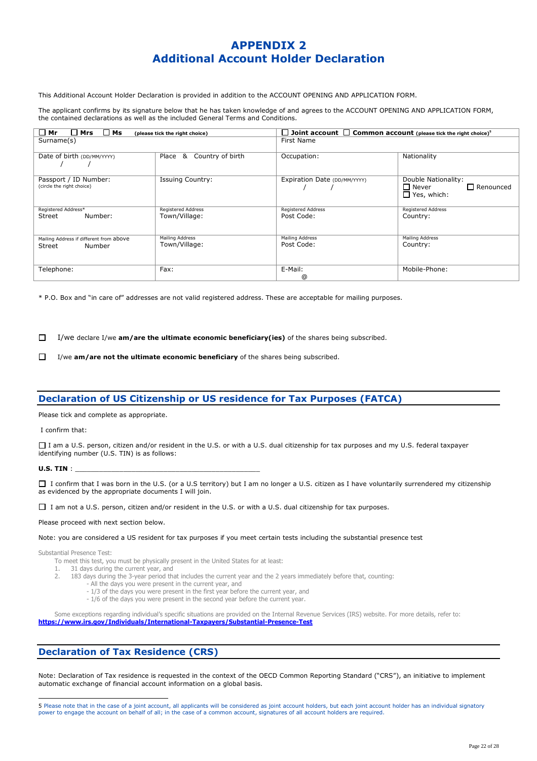# APPENDIX 2
# Additional Account Holder Declaration

This Additional Account Holder Declaration is provided in addition to the ACCOUNT OPENING AND APPLICATION FORM.

The applicant confirms by its signature below that he has taken knowledge of and agrees to the ACCOUNT OPENING AND APPLICATION FORM, the contained declarations as well as the included General Terms and Conditions.

| ☐ Mr ☐ Mrs ☐ Ms (please tick the right choice) | | ☐ **Joint account** ☐ **Common account** (please tick the right choice)[5] | |
|---|---|---|---|
| Surname(s) | | First Name | |
| Date of birth (DD/MM/YYYY) / / | Place & Country of birth | Occupation: | Nationality |
| Passport / ID Number: (circle the right choice) | Issuing Country: | Expiration Date (DD/MM/YYYY) / / | Double Nationality: ☐ Never ☐ Renounced ☐ Yes, which: |
| Registered Address* Street Number: | Registered Address Town/Village: | Registered Address Post Code: | Registered Address Country: |
| Mailing Address if different from above Street Number | Mailing Address Town/Village: | Mailing Address Post Code: | Mailing Address Country: |
| Telephone: | Fax: | E-Mail: @ | Mobile-Phone: |

\* P.O. Box and "in care of" addresses are not valid registered address. These are acceptable for mailing purposes.

☐ I/we declare I/we **am/are the ultimate economic beneficiary(ies)** of the shares being subscribed.

☐ I/we **am/are not the ultimate economic beneficiary** of the shares being subscribed.

## Declaration of US Citizenship or US residence for Tax Purposes (FATCA)

Please tick and complete as appropriate.

I confirm that:

☐ I am a U.S. person, citizen and/or resident in the U.S. or with a U.S. dual citizenship for tax purposes and my U.S. federal taxpayer identifying number (U.S. TIN) is as follows:

**U.S. TIN** : ______________________________________________

☐ I confirm that I was born in the U.S. (or a U.S territory) but I am no longer a U.S. citizen as I have voluntarily surrendered my citizenship as evidenced by the appropriate documents I will join.

☐ I am not a U.S. person, citizen and/or resident in the U.S. or with a U.S. dual citizenship for tax purposes.

Please proceed with next section below.

Note: you are considered a US resident for tax purposes if you meet certain tests including the substantial presence test

Substantial Presence Test:

To meet this test, you must be physically present in the United States for at least:

1. 31 days during the current year, and
2. 183 days during the 3-year period that includes the current year and the 2 years immediately before that, counting:
   - All the days you were present in the current year, and
   - 1/3 of the days you were present in the first year before the current year, and
   - 1/6 of the days you were present in the second year before the current year.

Some exceptions regarding individual's specific situations are provided on the Internal Revenue Services (IRS) website. For more details, refer to: **https://www.irs.gov/Individuals/International-Taxpayers/Substantial-Presence-Test**

## Declaration of Tax Residence (CRS)

Note: Declaration of Tax residence is requested in the context of the OECD Common Reporting Standard ("CRS"), an initiative to implement automatic exchange of financial account information on a global basis.

5 Please note that in the case of a joint account, all applicants will be considered as joint account holders, but each joint account holder has an individual signatory power to engage the account on behalf of all; in the case of a common account, signatures of all account holders are required.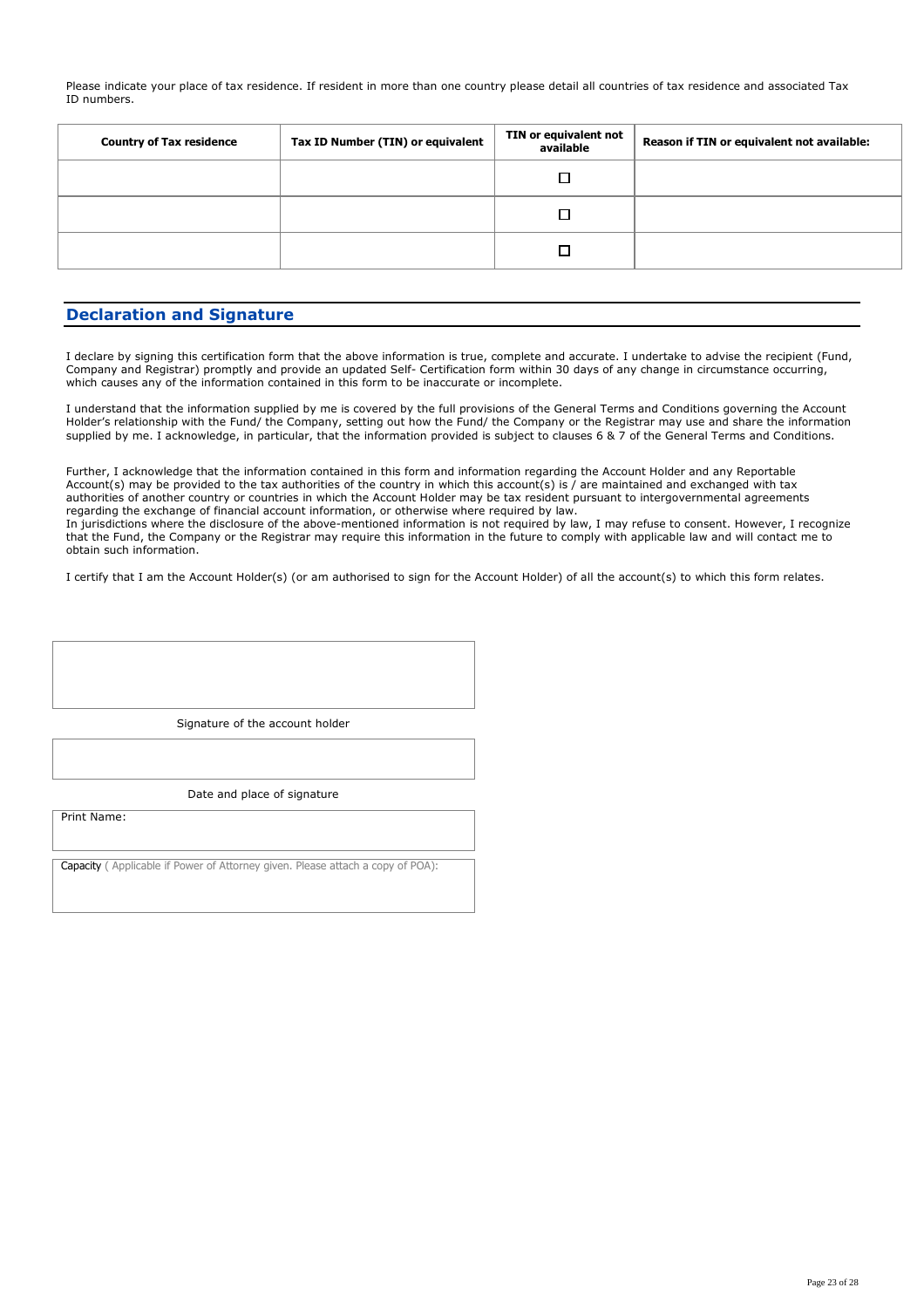Please indicate your place of tax residence. If resident in more than one country please detail all countries of tax residence and associated Tax ID numbers.

| Country of Tax residence | Tax ID Number (TIN) or equivalent | TIN or equivalent not available | Reason if TIN or equivalent not available: |
|---|---|---|---|
| | | ☐ | |
| | | ☐ | |
| | | ☐ | |

## Declaration and Signature

I declare by signing this certification form that the above information is true, complete and accurate. I undertake to advise the recipient (Fund, Company and Registrar) promptly and provide an updated Self- Certification form within 30 days of any change in circumstance occurring, which causes any of the information contained in this form to be inaccurate or incomplete.

I understand that the information supplied by me is covered by the full provisions of the General Terms and Conditions governing the Account Holder's relationship with the Fund/ the Company, setting out how the Fund/ the Company or the Registrar may use and share the information supplied by me. I acknowledge, in particular, that the information provided is subject to clauses 6 & 7 of the General Terms and Conditions.

Further, I acknowledge that the information contained in this form and information regarding the Account Holder and any Reportable Account(s) may be provided to the tax authorities of the country in which this account(s) is / are maintained and exchanged with tax authorities of another country or countries in which the Account Holder may be tax resident pursuant to intergovernmental agreements regarding the exchange of financial account information, or otherwise where required by law.
In jurisdictions where the disclosure of the above-mentioned information is not required by law, I may refuse to consent. However, I recognize that the Fund, the Company or the Registrar may require this information in the future to comply with applicable law and will contact me to obtain such information.

I certify that I am the Account Holder(s) (or am authorised to sign for the Account Holder) of all the account(s) to which this form relates.

Signature of the account holder

Date and place of signature

Print Name:

Capacity ( Applicable if Power of Attorney given. Please attach a copy of POA):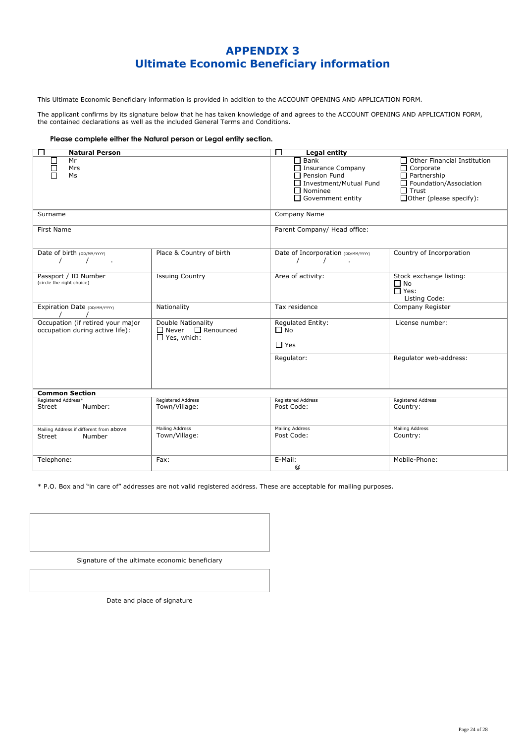# APPENDIX 3
# Ultimate Economic Beneficiary information

This Ultimate Economic Beneficiary information is provided in addition to the ACCOUNT OPENING AND APPLICATION FORM.

The applicant confirms by its signature below that he has taken knowledge of and agrees to the ACCOUNT OPENING AND APPLICATION FORM, the contained declarations as well as the included General Terms and Conditions.

**Please complete either the Natural person or Legal entity section.**

| ☐ **Natural Person** | | ☐ **Legal entity** | |
|---|---|---|---|
| ☐ Mr<br>☐ Mrs<br>☐ Ms | | ☐ Bank<br>☐ Insurance Company<br>☐ Pension Fund<br>☐ Investment/Mutual Fund<br>☐ Nominee<br>☐ Government entity | ☐ Other Financial Institution<br>☐ Corporate<br>☐ Partnership<br>☐ Foundation/Association<br>☐ Trust<br>☐ Other (please specify): |
| Surname | | Company Name | |
| First Name | | Parent Company/ Head office: | |
| Date of birth (DD/MM/YYYY)<br>/ / . | Place & Country of birth | Date of Incorporation (DD/MM/YYYY)<br>/ / . | Country of Incorporation |
| Passport / ID Number<br>(circle the right choice) | Issuing Country | Area of activity: | Stock exchange listing:<br>☐ No<br>☐ Yes:<br>Listing Code: |
| Expiration Date (DD/MM/YYYY)<br>/ / | Nationality | Tax residence | Company Register |
| Occupation (if retired your major occupation during active life): | Double Nationality<br>☐ Never ☐ Renounced<br>☐ Yes, which: | Regulated Entity:<br>☐ No<br>☐ Yes | License number: |
| | | Regulator: | Regulator web-address: |
| **Common Section** | | | |
| Registered Address*<br>Street Number: | Registered Address<br>Town/Village: | Registered Address<br>Post Code: | Registered Address<br>Country: |
| Mailing Address if different from above<br>Street Number | Mailing Address<br>Town/Village: | Mailing Address<br>Post Code: | Mailing Address<br>Country: |
| Telephone: | Fax: | E-Mail:<br>@ | Mobile-Phone: |

* P.O. Box and "in care of" addresses are not valid registered address. These are acceptable for mailing purposes.

Signature of the ultimate economic beneficiary

Date and place of signature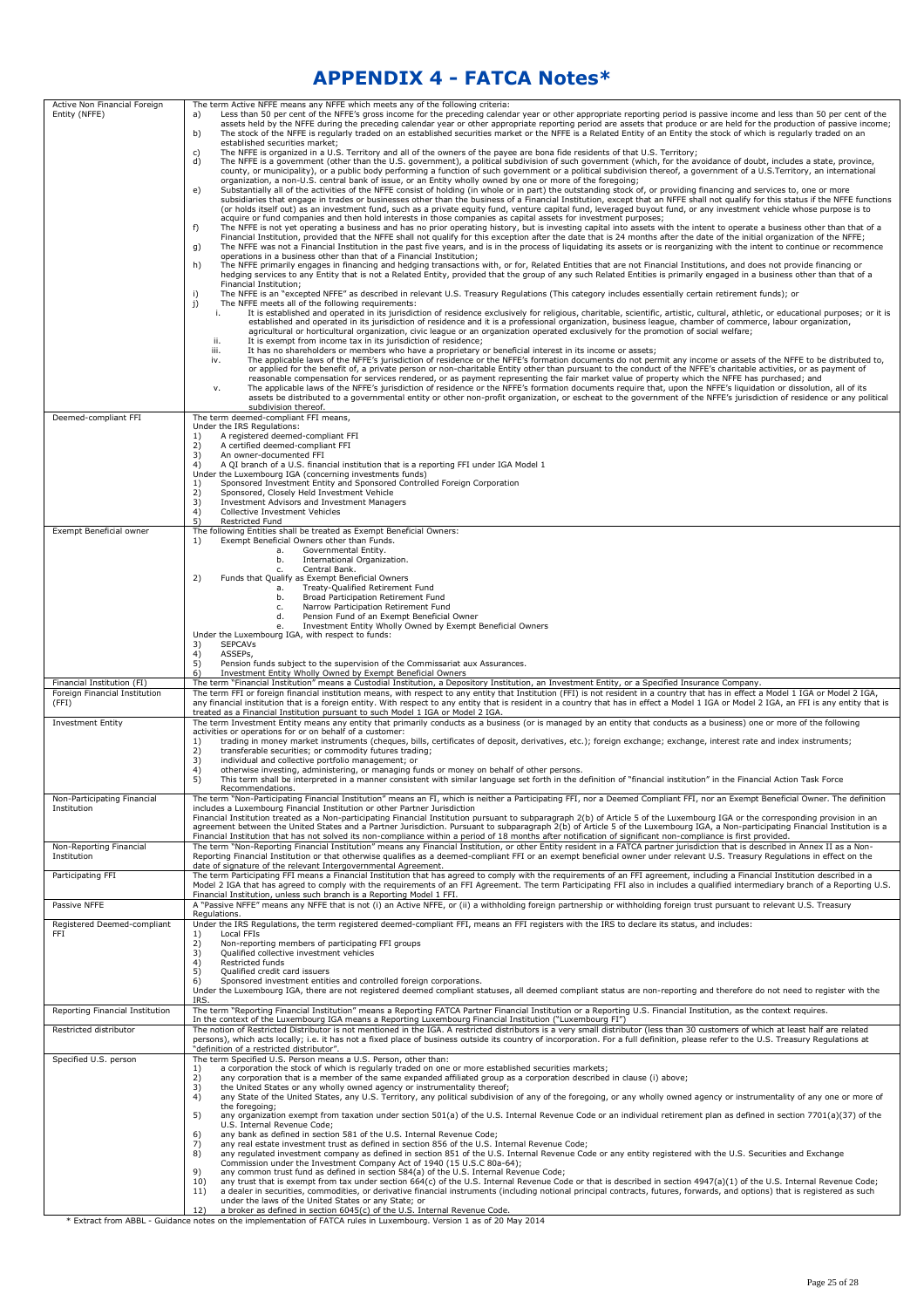# APPENDIX 4 - FATCA Notes*

| Term | Definition |
|---|---|
| Active Non Financial Foreign Entity (NFFE) | The term Active NFFE means any NFFE which meets any of the following criteria:<br>a) Less than 50 per cent of the NFFE's gross income for the preceding calendar year or other appropriate reporting period is passive income and less than 50 per cent of the assets held by the NFFE during the preceding calendar year or other appropriate reporting period are assets that produce or are held for the production of passive income;<br>b) The stock of the NFFE is regularly traded on an established securities market or the NFFE is a Related Entity of an Entity the stock of which is regularly traded on an established securities market;<br>c) The NFFE is organized in a U.S. Territory and all of the owners of the payee are bona fide residents of that U.S. Territory;<br>d) The NFFE is a government (other than the U.S. government), a political subdivision of such government (which, for the avoidance of doubt, includes a state, province, county, or municipality), or a public body performing a function of such government or a political subdivision thereof, a government of a U.S.Territory, an international organization, a non-U.S. central bank of issue, or an Entity wholly owned by one or more of the foregoing;<br>e) Substantially all of the activities of the NFFE consist of holding (in whole or in part) the outstanding stock of, or providing financing and services to, one or more subsidiaries that engage in trades or businesses other than the business of a Financial Institution, except that an NFFE shall not qualify for this status if the NFFE functions (or holds itself out) as an investment fund, such as a private equity fund, venture capital fund, leveraged buyout fund, or any investment vehicle whose purpose is to acquire or fund companies and then hold interests in those companies as capital assets for investment purposes;<br>f) The NFFE is not yet operating a business and has no prior operating history, but is investing capital into assets with the intent to operate a business other than that of a Financial Institution, provided that the NFFE shall not qualify for this exception after the date that is 24 months after the date of the initial organization of the NFFE;<br>g) The NFFE was not a Financial Institution in the past five years, and is in the process of liquidating its assets or is reorganizing with the intent to continue or recommence operations in a business other than that of a Financial Institution;<br>h) The NFFE primarily engages in financing and hedging transactions with, or for, Related Entities that are not Financial Institutions, and does not provide financing or hedging services to any Entity that is not a Related Entity, provided that the group of any such Related Entities is primarily engaged in a business other than that of a Financial Institution;<br>i) The NFFE is an "excepted NFFE" as described in relevant U.S. Treasury Regulations (This category includes essentially certain retirement funds); or<br>j) The NFFE meets all of the following requirements:<br>i. It is established and operated in its jurisdiction of residence exclusively for religious, charitable, scientific, artistic, cultural, athletic, or educational purposes; or it is established and operated in its jurisdiction of residence and it is a professional organization, business league, chamber of commerce, labour organization, agricultural or horticultural organization, civic league or an organization operated exclusively for the promotion of social welfare;<br>ii. It is exempt from income tax in its jurisdiction of residence;<br>iii. It has no shareholders or members who have a proprietary or beneficial interest in its income or assets;<br>iv. The applicable laws of the NFFE's jurisdiction of residence or the NFFE's formation documents do not permit any income or assets of the NFFE to be distributed to, or applied for the benefit of, a private person or non-charitable Entity other than pursuant to the conduct of the NFFE's charitable activities, or as payment of reasonable compensation for services rendered, or as payment representing the fair market value of property which the NFFE has purchased; and<br>v. The applicable laws of the NFFE's jurisdiction of residence or the NFFE's formation documents require that, upon the NFFE's liquidation or dissolution, all of its assets be distributed to a governmental entity or other non-profit organization, or escheat to the government of the NFFE's jurisdiction of residence or any political subdivision thereof. |
| Deemed-compliant FFI | The term deemed-compliant FFI means,<br>Under the IRS Regulations:<br>1) A registered deemed-compliant FFI<br>2) A certified deemed-compliant FFI<br>3) An owner-documented FFI<br>4) A QI branch of a U.S. financial institution that is a reporting FFI under IGA Model 1<br>Under the Luxembourg IGA (concerning investments funds)<br>1) Sponsored Investment Entity and Sponsored Controlled Foreign Corporation<br>2) Sponsored, Closely Held Investment Vehicle<br>3) Investment Advisors and Investment Managers<br>4) Collective Investment Vehicles<br>5) Restricted Fund |
| Exempt Beneficial owner | The following Entities shall be treated as Exempt Beneficial Owners:<br>1) Exempt Beneficial Owners other than Funds.<br>a. Governmental Entity.<br>b. International Organization.<br>c. Central Bank.<br>2) Funds that Qualify as Exempt Beneficial Owners<br>a. Treaty-Qualified Retirement Fund<br>b. Broad Participation Retirement Fund<br>c. Narrow Participation Retirement Fund<br>d. Pension Fund of an Exempt Beneficial Owner<br>e. Investment Entity Wholly Owned by Exempt Beneficial Owners<br>Under the Luxembourg IGA, with respect to funds:<br>3) SEPCAVs<br>4) ASSEPs,<br>5) Pension funds subject to the supervision of the Commissariat aux Assurances.<br>6) Investment Entity Wholly Owned by Exempt Beneficial Owners |
| Financial Institution (FI) | The term "Financial Institution" means a Custodial Institution, a Depository Institution, an Investment Entity, or a Specified Insurance Company. |
| Foreign Financial Institution (FFI) | The term FFI or foreign financial institution means, with respect to any entity that Institution (FFI) is not resident in a country that has in effect a Model 1 IGA or Model 2 IGA, any financial institution that is a foreign entity. With respect to any entity that is resident in a country that has in effect a Model 1 IGA or Model 2 IGA, an FFI is any entity that is treated as a Financial Institution pursuant to such Model 1 IGA or Model 2 IGA. |
| Investment Entity | The term Investment Entity means any entity that primarily conducts as a business (or is managed by an entity that conducts as a business) one or more of the following activities or operations for or on behalf of a customer:<br>1) trading in money market instruments (cheques, bills, certificates of deposit, derivatives, etc.); foreign exchange; exchange, interest rate and index instruments;<br>2) transferable securities; or commodity futures trading;<br>3) individual and collective portfolio management; or<br>4) otherwise investing, administering, or managing funds or money on behalf of other persons.<br>5) This term shall be interpreted in a manner consistent with similar language set forth in the definition of "financial institution" in the Financial Action Task Force Recommendations. |
| Non-Participating Financial Institution | The term "Non-Participating Financial Institution" means an FI, which is neither a Participating FFI, nor a Deemed Compliant FFI, nor an Exempt Beneficial Owner. The definition includes a Luxembourg Financial Institution or other Partner Jurisdiction<br>Financial Institution treated as a Non-participating Financial Institution pursuant to subparagraph 2(b) of Article 5 of the Luxembourg IGA or the corresponding provision in an agreement between the United States and a Partner Jurisdiction. Pursuant to subparagraph 2(b) of Article 5 of the Luxembourg IGA, a Non-participating Financial Institution is a Financial Institution that has not solved its non-compliance within a period of 18 months after notification of significant non-compliance is first provided. |
| Non-Reporting Financial Institution | The term "Non-Reporting Financial Institution" means any Financial Institution, or other Entity resident in a FATCA partner jurisdiction that is described in Annex II as a Non-Reporting Financial Institution or that otherwise qualifies as a deemed-compliant FFI or an exempt beneficial owner under relevant U.S. Treasury Regulations in effect on the date of signature of the relevant Intergovernmental Agreement. |
| Participating FFI | The term Participating FFI means a Financial Institution that has agreed to comply with the requirements of an FFI agreement, including a Financial Institution described in a Model 2 IGA that has agreed to comply with the requirements of an FFI Agreement. The term Participating FFI also includes a qualified intermediary branch of a Reporting U.S. Financial Institution, unless such branch is a Reporting Model 1 FFI. |
| Passive NFFE | A "Passive NFFE" means any NFFE that is not (i) an Active NFFE, or (ii) a withholding foreign partnership or withholding foreign trust pursuant to relevant U.S. Treasury Regulations. |
| Registered Deemed-compliant FFI | Under the IRS Regulations, the term registered deemed-compliant FFI, means an FFI registers with the IRS to declare its status, and includes:<br>1) Local FFIs<br>2) Non-reporting members of participating FFI groups<br>3) Qualified collective investment vehicles<br>4) Restricted funds<br>5) Qualified credit card issuers<br>6) Sponsored investment entities and controlled foreign corporations.<br>Under the Luxembourg IGA, there are not registered deemed compliant statuses, all deemed compliant status are non-reporting and therefore do not need to register with the IRS. |
| Reporting Financial Institution | The term "Reporting Financial Institution" means a Reporting FATCA Partner Financial Institution or a Reporting U.S. Financial Institution, as the context requires.<br>In the context of the Luxembourg IGA means a Reporting Luxembourg Financial Institution ("Luxembourg FI") |
| Restricted distributor | The notion of Restricted Distributor is not mentioned in the IGA. A restricted distributors is a very small distributor (less than 30 customers of which at least half are related persons), which acts locally; i.e. it has not a fixed place of business outside its country of incorporation. For a full definition, please refer to the U.S. Treasury Regulations at "definition of a restricted distributor". |
| Specified U.S. person | The term Specified U.S. Person means a U.S. Person, other than:<br>1) a corporation the stock of which is regularly traded on one or more established securities markets;<br>2) any corporation that is a member of the same expanded affiliated group as a corporation described in clause (i) above;<br>3) the United States or any wholly owned agency or instrumentality thereof;<br>4) any State of the United States, any U.S. Territory, any political subdivision of any of the foregoing, or any wholly owned agency or instrumentality of any one or more of the foregoing;<br>5) any organization exempt from taxation under section 501(a) of the U.S. Internal Revenue Code or an individual retirement plan as defined in section 7701(a)(37) of the U.S. Internal Revenue Code;<br>6) any bank as defined in section 581 of the U.S. Internal Revenue Code;<br>7) any real estate investment trust as defined in section 856 of the U.S. Internal Revenue Code;<br>8) any regulated investment company as defined in section 851 of the U.S. Internal Revenue Code or any entity registered with the U.S. Securities and Exchange Commission under the Investment Company Act of 1940 (15 U.S.C 80a-64);<br>9) any common trust fund as defined in section 584(a) of the U.S. Internal Revenue Code;<br>10) any trust that is exempt from tax under section 664(c) of the U.S. Internal Revenue Code or that is described in section 4947(a)(1) of the U.S. Internal Revenue Code;<br>11) a dealer in securities, commodities, or derivative financial instruments (including notional principal contracts, futures, forwards, and options) that is registered as such under the laws of the United States or any State; or<br>12) a broker as defined in section 6045(c) of the U.S. Internal Revenue Code. |

\* Extract from ABBL - Guidance notes on the implementation of FATCA rules in Luxembourg. Version 1 as of 20 May 2014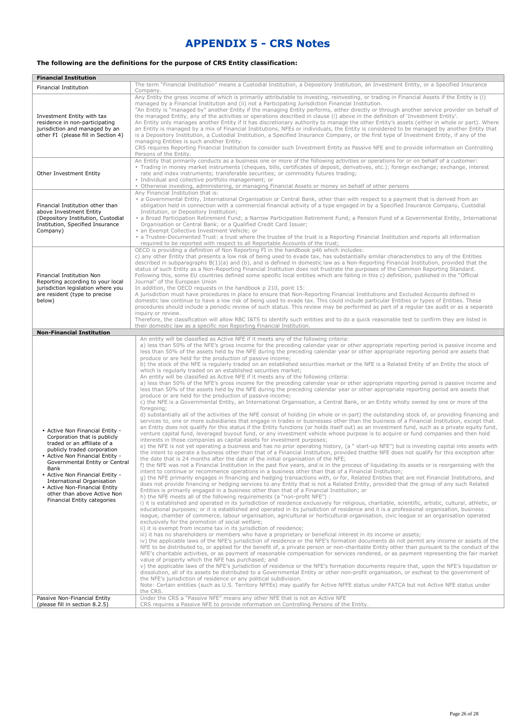# APPENDIX 5 - CRS Notes

**The following are the definitions for the purpose of CRS Entity classification:**

| **Financial Institution** | |
|---|---|
| Financial Institution | The term "Financial Institution" means a Custodial Institution, a Depository Institution, an Investment Entity, or a Specified Insurance Company. |
| Investment Entity with tax residence in non-participating jurisdiction and managed by an other FI (please fill in Section 4) | Any Entity the gross income of which is primarily attributable to investing, reinvesting, or trading in Financial Assets if the Entity is (i) managed by a Financial Institution and (ii) not a Participating Jurisdiction Financial Institution.<br>"An Entity is "managed by" another Entity if the managing Entity performs, either directly or through another service provider on behalf of the managed Entity, any of the activities or operations described in clause (i) above in the definition of 'Investment Entity'.<br>An Entity only manages another Entity if it has discretionary authority to manage the other Entity's assets (either in whole or part). Where an Entity is managed by a mix of Financial Institutions, NFEs or individuals, the Entity is considered to be managed by another Entity that is a Depository Institution, a Custodial Institution, a Specified Insurance Company, or the first type of Investment Entity, if any of the managing Entities is such another Entity.<br>CRS requires Reporting Financial Institution to consider such Investment Entity as Passive NFE and to provide information on Controlling Persons of the Entity. |
| Other Investment Entity | An Entity that primarily conducts as a business one or more of the following activities or operations for or on behalf of a customer:<br>• Trading in money market instruments (cheques, bills, certificates of deposit, derivatives, etc.); foreign exchange; exchange, interest rate and index instruments; transferable securities; or commodity futures trading;<br>• Individual and collective portfolio management; or<br>• Otherwise investing, administering, or managing Financial Assets or money on behalf of other persons |
| Financial Institution other than above Investment Entity (Depository Institution, Custodial Institution, Specified Insurance Company) | Any Financial Institution that is:<br>• a Governmental Entity, International Organisation or Central Bank, other than with respect to a payment that is derived from an obligation held in connection with a commercial financial activity of a type engaged in by a Specified Insurance Company, Custodial Institution, or Depository Institution;<br>• a Broad Participation Retirement Fund; a Narrow Participation Retirement Fund; a Pension Fund of a Governmental Entity, International Organisation or Central Bank; or a Qualified Credit Card Issuer;<br>• an Exempt Collective Investment Vehicle; or<br>• a Trustee-Documented Trust: a trust where the trustee of the trust is a Reporting Financial Institution and reports all information required to be reported with respect to all Reportable Accounts of the trust; |
| Financial Institution Non Reporting according to your local jurisdiction legislation where you are resident (type to precise below) | OECD is providing a definition of Non Reporting FI in the handbook p46 which includes:<br>c) any other Entity that presents a low risk of being used to evade tax, has substantially similar characteristics to any of the Entities described in subparagraphs B(1)(a) and (b), and is defined in domestic law as a Non-Reporting Financial Institution, provided that the status of such Entity as a Non-Reporting Financial Institution does not frustrate the purposes of the Common Reporting Standard.<br>Following this, some EU countries defined some specific local entities which are falling in this c) definition, published in the "Official Journal" of the European Union<br>In addition, the OECD requests in the handbook p 210, point 15:<br>A jurisdiction must have procedures in place to ensure that Non-Reporting Financial Institutions and Excluded Accounts defined in domestic law continue to have a low risk of being used to evade tax. This could include particular Entities or types of Entities. These procedures should include a periodic review of such status. This review may be performed as part of a regular tax audit or as a separate inquiry or review.<br>Therefore, the classification will allow RBC I&TS to identify such entities and to do a quick reasonable test to confirm they are listed in their domestic law as a specific non Reporting Financial Institution. |
| **Non-Financial Institution** | |
| • Active Non Financial Entity - Corporation that is publicly traded or an affiliate of a publicly traded corporation<br>• Active Non Financial Entity - Governmental Entity or Central Bank<br>• Active Non Financial Entity - International Organisation<br>• Active Non-Financial Entity other than above Active Non Financial Entity categories | An entity will be classified as Active NFE if it meets any of the following criteria:<br>a) less than 50% of the NFE's gross income for the preceding calendar year or other appropriate reporting period is passive income and less than 50% of the assets held by the NFE during the preceding calendar year or other appropriate reporting period are assets that produce or are held for the production of passive income;<br>b) the stock of the NFE is regularly traded on an established securities market or the NFE is a Related Entity of an Entity the stock of which is regularly traded on an established securities market;<br>An entity will be classified as Active NFE if it meets any of the following criteria:<br>a) less than 50% of the NFE's gross income for the preceding calendar year or other appropriate reporting period is passive income and less than 50% of the assets held by the NFE during the preceding calendar year or other appropriate reporting period are assets that produce or are held for the production of passive income;<br>c) the NFE is a Governmental Entity, an International Organisation, a Central Bank, or an Entity wholly owned by one or more of the foregoing;<br>d) substantially all of the activities of the NFE consist of holding (in whole or in part) the outstanding stock of, or providing financing and services to, one or more subsidiaries that engage in trades or businesses other than the business of a Financial Institution, except that an Entity does not qualify for this status if the Entity functions (or holds itself out) as an investment fund, such as a private equity fund, venture capital fund, leveraged buyout fund, or any investment vehicle whose purpose is to acquire or fund companies and then hold interests in those companies as capital assets for investment purposes;<br>e) the NFE is not yet operating a business and has no prior operating history, (a " start-up NFE") but is investing capital into assets with the intent to operate a business other than that of a Financial Institution, provided thatthe NFE does not qualify for this exception after the date that is 24 months after the date of the initial organisation of the NFE;<br>f) the NFE was not a Financial Institution in the past five years, and is in the process of liquidating its assets or is reorganising with the intent to continue or recommence operations in a business other than that of a Financial Institution;<br>g) the NFE primarily engages in financing and hedging transactions with, or for, Related Entities that are not Financial Institutions, and does not provide financing or hedging services to any Entity that is not a Related Entity, provided that the group of any such Related Entities is primarily engaged in a business other than that of a Financial Institution; or<br>h) the NFE meets all of the following requirements (a "non-profit NFE") :<br>i) it is established and operated in its jurisdiction of residence exclusively for religious, charitable, scientific, artistic, cultural, athletic, or educational purposes; or it is established and operated in its jurisdiction of residence and it is a professional organisation, business league, chamber of commerce, labour organisation, agricultural or horticultural organisation, civic league or an organisation operated exclusively for the promotion of social welfare;<br>ii) it is exempt from income tax in its jurisdiction of residence;<br>iii) it has no shareholders or members who have a proprietary or beneficial interest in its income or assets;<br>iv) the applicable laws of the NFE's jurisdiction of residence or the NFE's formation documents do not permit any income or assets of the NFE to be distributed to, or applied for the benefit of, a private person or non-charitable Entity other than pursuant to the conduct of the NFE's charitable activities, or as payment of reasonable compensation for services rendered, or as payment representing the fair market value of property which the NFE has purchased; and<br>v) the applicable laws of the NFE's jurisdiction of residence or the NFE's formation documents require that, upon the NFE's liquidation or dissolution, all of its assets be distributed to a Governmental Entity or other non-profit organisation, or escheat to the government of the NFE's jurisdiction of residence or any political subdivision.<br>Note: Certain entities (such as U.S. Territory NFFEs) may qualify for Active NFFE status under FATCA but not Active NFE status under the CRS. |
| Passive Non-Financial Entity (please fill in section 8.2.5) | Under the CRS a "Passive NFE" means any other NFE that is not an Active NFE<br>CRS requires a Passive NFE to provide information on Controlling Persons of the Entity. |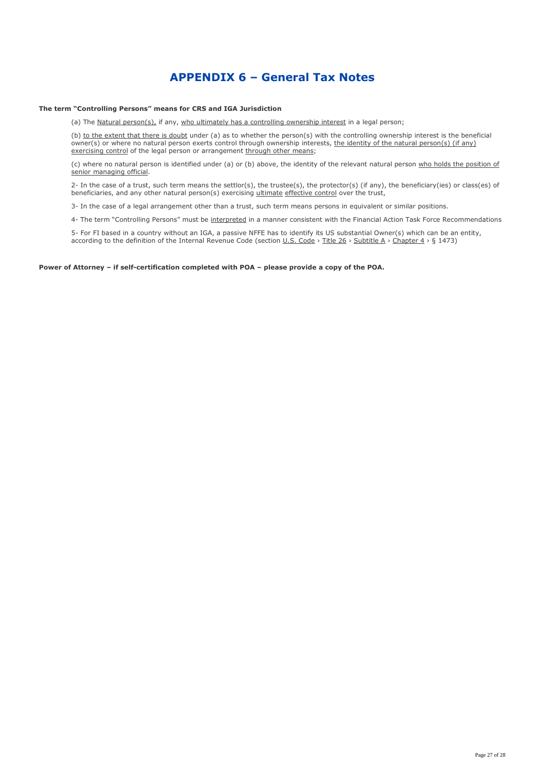# APPENDIX 6 – General Tax Notes

**The term "Controlling Persons" means for CRS and IGA Jurisdiction**

(a) The Natural person(s), if any, who ultimately has a controlling ownership interest in a legal person;

(b) to the extent that there is doubt under (a) as to whether the person(s) with the controlling ownership interest is the beneficial owner(s) or where no natural person exerts control through ownership interests, the identity of the natural person(s) (if any) exercising control of the legal person or arrangement through other means;

(c) where no natural person is identified under (a) or (b) above, the identity of the relevant natural person who holds the position of senior managing official.

2- In the case of a trust, such term means the settlor(s), the trustee(s), the protector(s) (if any), the beneficiary(ies) or class(es) of beneficiaries, and any other natural person(s) exercising ultimate effective control over the trust,

3- In the case of a legal arrangement other than a trust, such term means persons in equivalent or similar positions.

4- The term "Controlling Persons" must be interpreted in a manner consistent with the Financial Action Task Force Recommendations

5- For FI based in a country without an IGA, a passive NFFE has to identify its US substantial Owner(s) which can be an entity, according to the definition of the Internal Revenue Code (section U.S. Code › Title 26 › Subtitle A › Chapter 4 › § 1473)

**Power of Attorney – if self-certification completed with POA – please provide a copy of the POA.**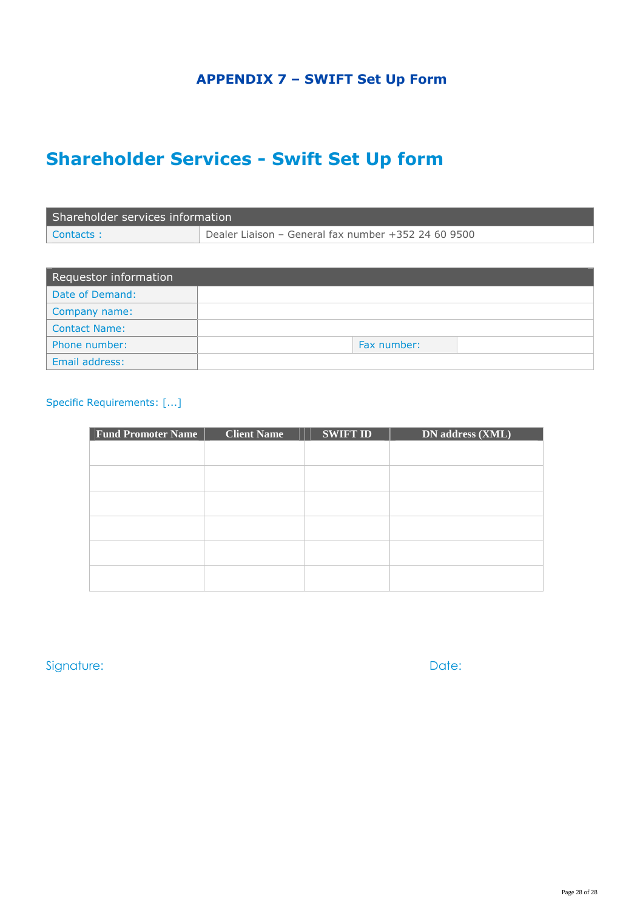## APPENDIX 7 – SWIFT Set Up Form

# Shareholder Services - Swift Set Up form

| Shareholder services information | |
|---|---|
| Contacts : | Dealer Liaison – General fax number +352 24 60 9500 |

| Requestor information | | | |
|---|---|---|---|
| Date of Demand: | | | |
| Company name: | | | |
| Contact Name: | | | |
| Phone number: | | Fax number: | |
| Email address: | | | |

Specific Requirements: [...]

| Fund Promoter Name | Client Name | SWIFT ID | DN address (XML) |
|---|---|---|---|
| | | | |
| | | | |
| | | | |
| | | | |
| | | | |
| | | | |

Signature: Date: